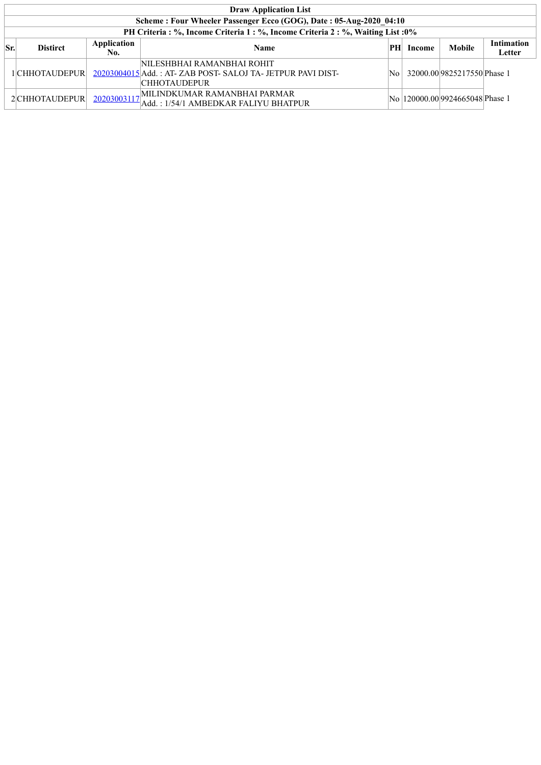| Draw Application List | | | | | | | |
|---|---|---|---|---|---|---|---|
| Scheme : Four Wheeler Passenger Ecco (GOG), Date : 05-Aug-2020_04:10 | | | | | | | |
| PH Criteria : %, Income Criteria 1 : %, Income Criteria 2 : %, Waiting List :0% | | | | | | | |
| **Sr.** | **Distirct** | **Application No.** | **Name** | **PH** | **Income** | **Mobile** | **Intimation Letter** |
| 1 | CHHOTAUDEPUR | 20203004015 | NILESHBHAI RAMANBHAI ROHIT<br>Add. : AT- ZAB POST- SALOJ TA- JETPUR PAVI DIST-CHHOTAUDEPUR | No | 32000.00 | 9825217550 | Phase 1 |
| 2 | CHHOTAUDEPUR | 20203003117 | MILINDKUMAR RAMANBHAI PARMAR<br>Add. : 1/54/1 AMBEDKAR FALIYU BHATPUR | No | 120000.00 | 9924665048 | Phase 1 |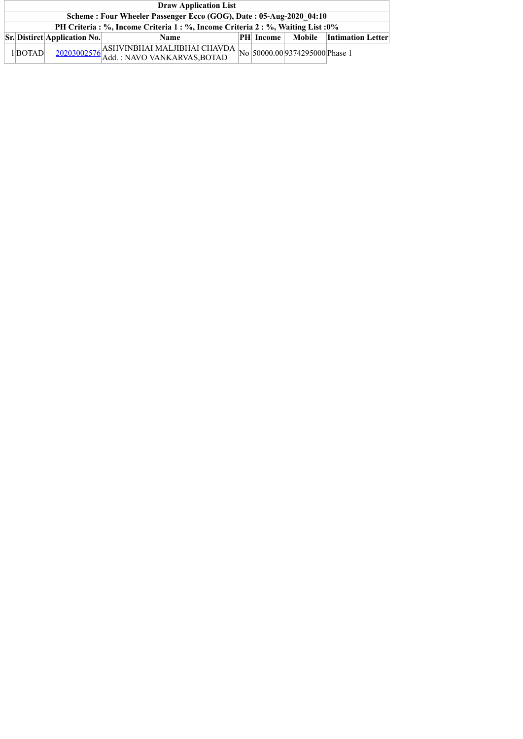| Draw Application List | | | | | | | |
|---|---|---|---|---|---|---|---|
| Scheme : Four Wheeler Passenger Ecco (GOG), Date : 05-Aug-2020_04:10 | | | | | | | |
| PH Criteria : %, Income Criteria 1 : %, Income Criteria 2 : %, Waiting List :0% | | | | | | | |
| **Sr.** | **Distirct** | **Application No.** | **Name** | **PH** | **Income** | **Mobile** | **Intimation Letter** |
| 1 | BOTAD | 20203002576 | ASHVINBHAI MALJIBHAI CHAVDA<br>Add. : NAVO VANKARVAS,BOTAD | No | 50000.00 | 9374295000 | Phase 1 |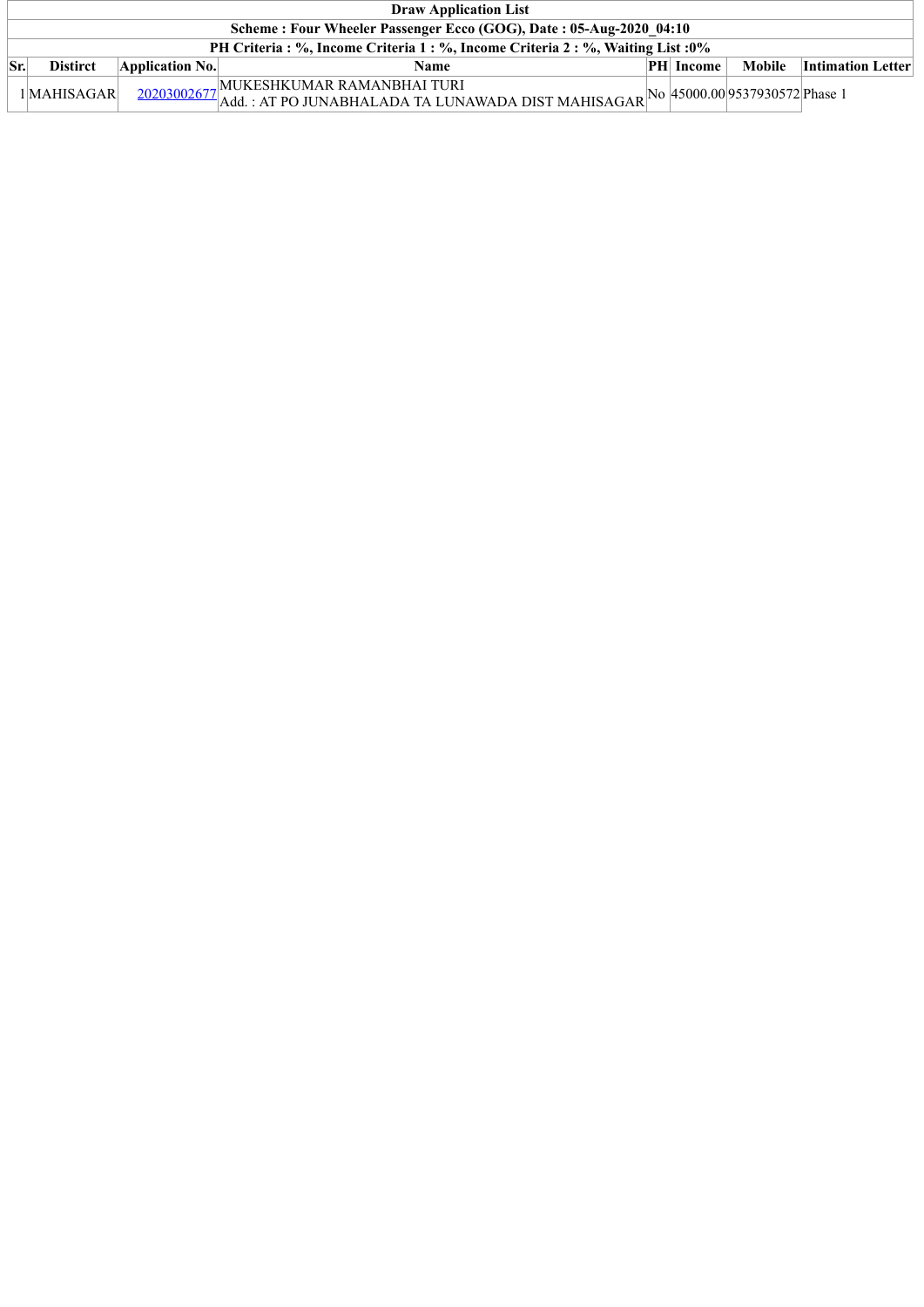| Draw Application List | | | | | | | |
|---|---|---|---|---|---|---|---|
| **Scheme : Four Wheeler Passenger Ecco (GOG), Date : 05-Aug-2020_04:10** | | | | | | | |
| **PH Criteria : %, Income Criteria 1 : %, Income Criteria 2 : %, Waiting List :0%** | | | | | | | |
| **Sr.** | **Distirct** | **Application No.** | **Name** | **PH** | **Income** | **Mobile** | **Intimation Letter** |
| 1 | MAHISAGAR | 20203002677 | MUKESHKUMAR RAMANBHAI TURI<br>Add. : AT PO JUNABHALADA TA LUNAWADA DIST MAHISAGAR | No | 45000.00 | 9537930572 | Phase 1 |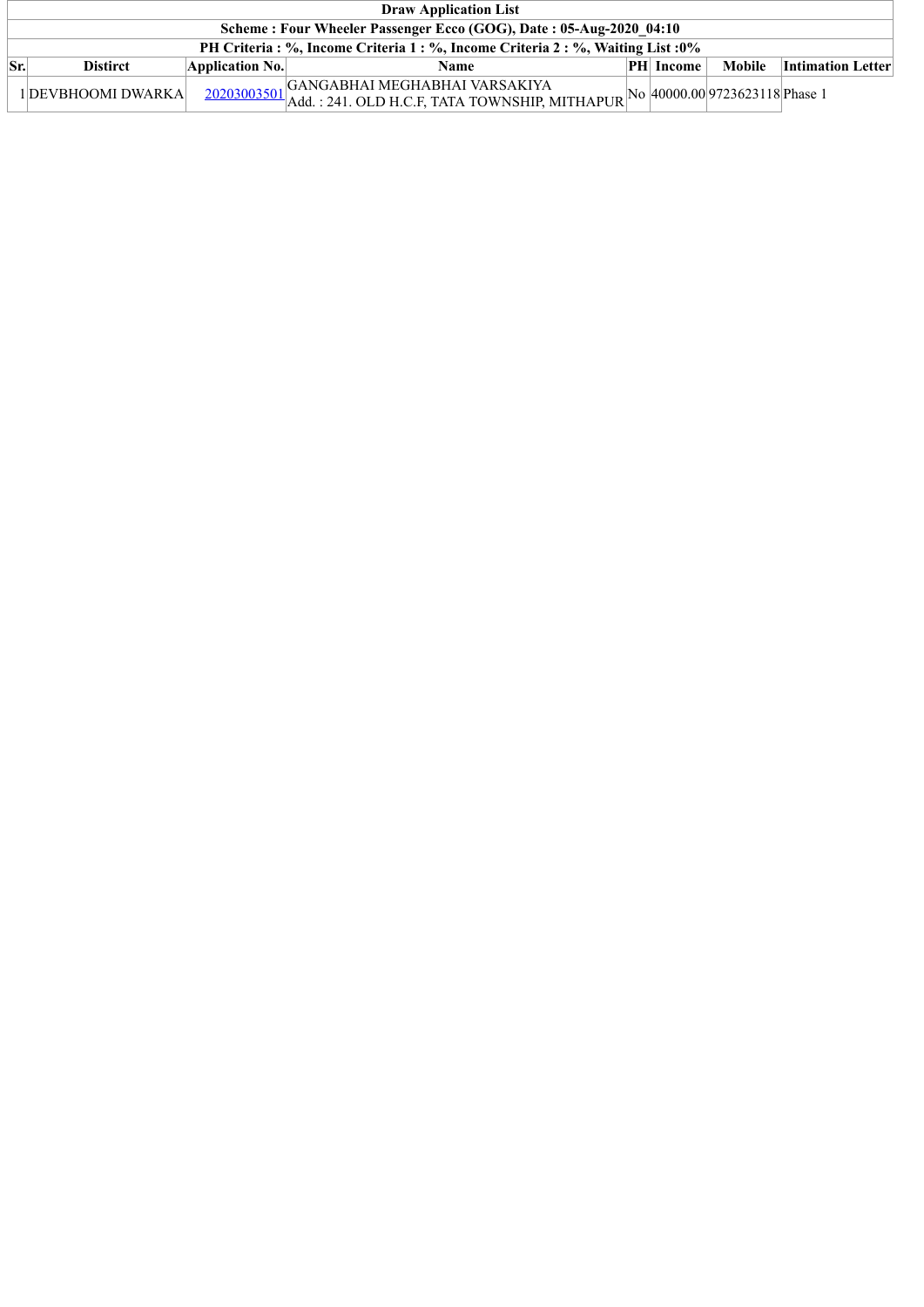| Draw Application List | | | | | | | |
|---|---|---|---|---|---|---|---|
| **Scheme : Four Wheeler Passenger Ecco (GOG), Date : 05-Aug-2020_04:10** | | | | | | | |
| **PH Criteria : %, Income Criteria 1 : %, Income Criteria 2 : %, Waiting List :0%** | | | | | | | |
| **Sr.** | **Distirct** | **Application No.** | **Name** | **PH** | **Income** | **Mobile** | **Intimation Letter** |
| 1 | DEVBHOOMI DWARKA | 20203003501 | GANGABHAI MEGHABHAI VARSAKIYA<br>Add. : 241. OLD H.C.F, TATA TOWNSHIP, MITHAPUR | No | 40000.00 | 9723623118 | Phase 1 |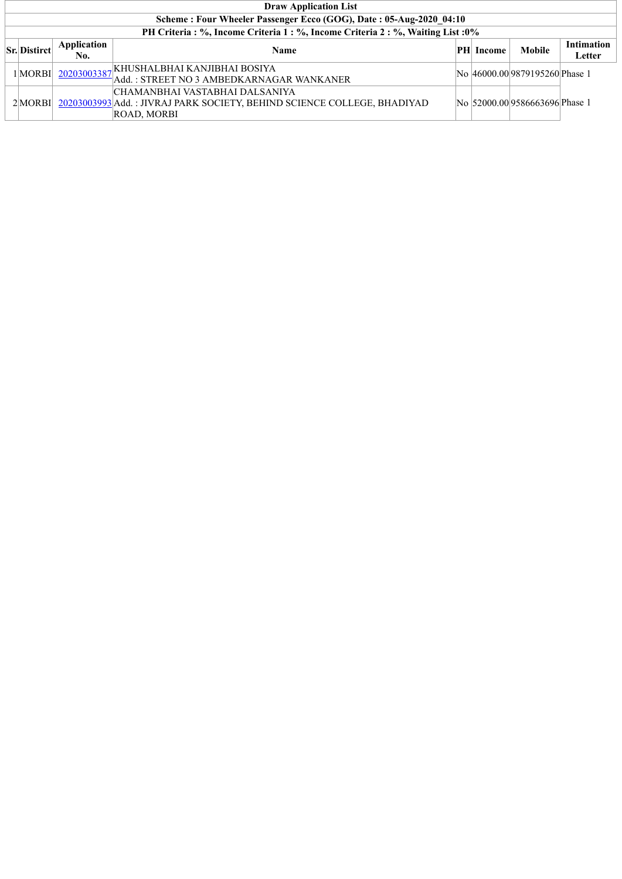| Draw Application List | | | | | | | |
|---|---|---|---|---|---|---|---|
| **Scheme : Four Wheeler Passenger Ecco (GOG), Date : 05-Aug-2020_04:10** | | | | | | | |
| **PH Criteria : %, Income Criteria 1 : %, Income Criteria 2 : %, Waiting List :0%** | | | | | | | |
| **Sr.** | **Distirct** | **Application No.** | **Name** | **PH** | **Income** | **Mobile** | **Intimation Letter** |
| 1 | MORBI | 20203003387 | KHUSHALBHAI KANJIBHAI BOSIYA<br>Add. : STREET NO 3 AMBEDKARNAGAR WANKANER | No | 46000.00 | 9879195260 | Phase 1 |
| 2 | MORBI | 20203003993 | CHAMANBHAI VASTABHAI DALSANIYA<br>Add. : JIVRAJ PARK SOCIETY, BEHIND SCIENCE COLLEGE, BHADIYAD ROAD, MORBI | No | 52000.00 | 9586663696 | Phase 1 |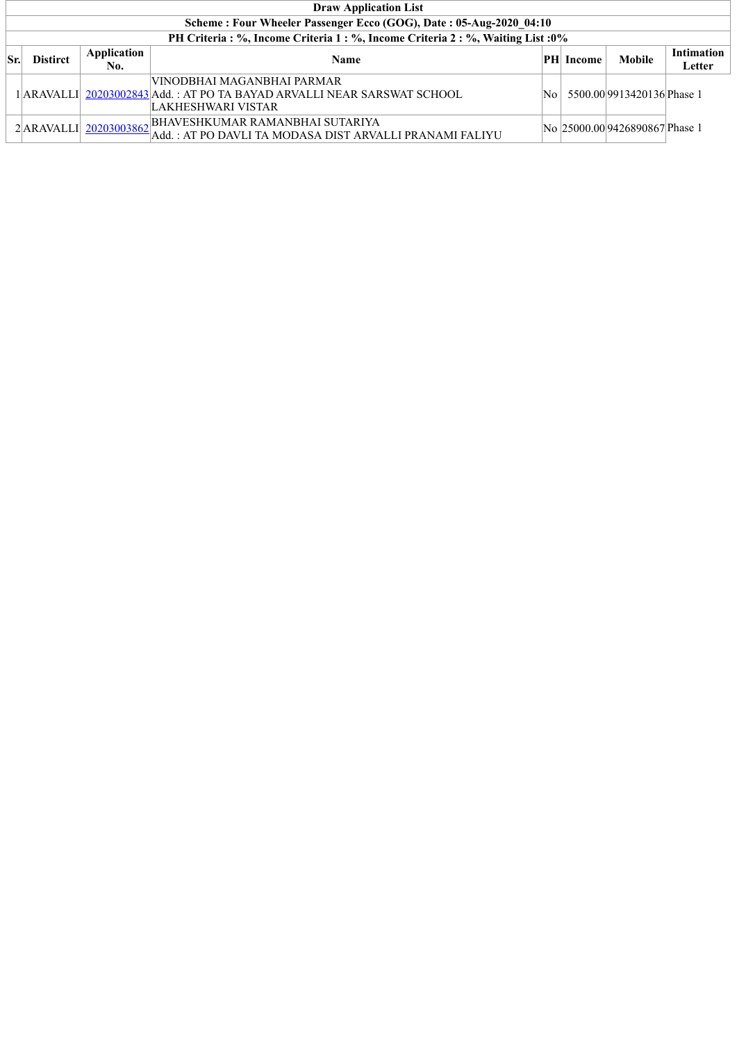**Draw Application List**

**Scheme : Four Wheeler Passenger Ecco (GOG), Date : 05-Aug-2020_04:10**

**PH Criteria : %, Income Criteria 1 : %, Income Criteria 2 : %, Waiting List :0%**

| Sr. | Distirct | Application No. | Name | PH | Income | Mobile | Intimation Letter |
|---|---|---|---|---|---|---|---|
| 1 | ARAVALLI | 20203002843 | VINODBHAI MAGANBHAI PARMAR<br>Add. : AT PO TA BAYAD ARVALLI NEAR SARSWAT SCHOOL LAKHESHWARI VISTAR | No | 5500.00 | 9913420136 | Phase 1 |
| 2 | ARAVALLI | 20203003862 | BHAVESHKUMAR RAMANBHAI SUTARIYA<br>Add. : AT PO DAVLI TA MODASA DIST ARVALLI PRANAMI FALIYU | No | 25000.00 | 9426890867 | Phase 1 |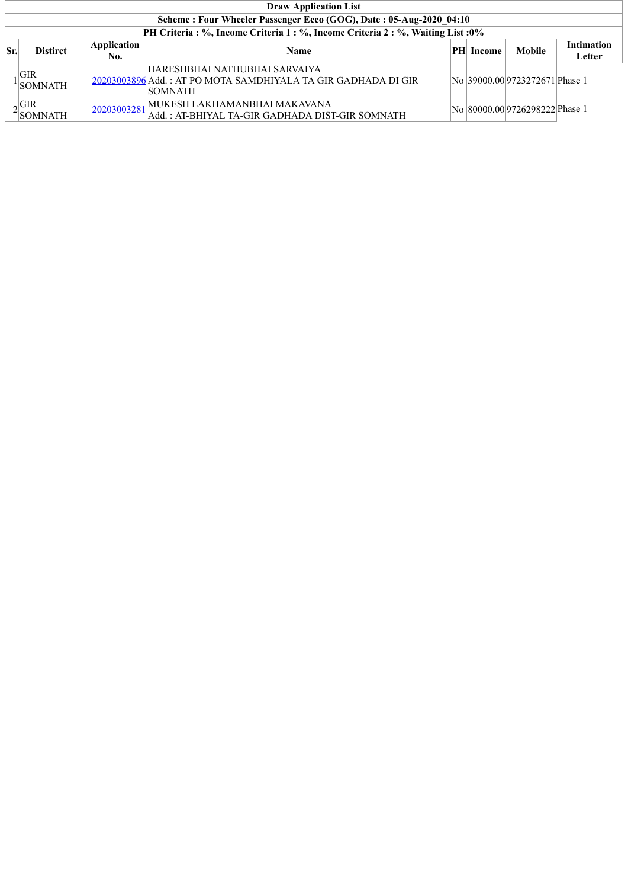| Draw Application List | | | | | | | |
|---|---|---|---|---|---|---|---|
| **Scheme : Four Wheeler Passenger Ecco (GOG), Date : 05-Aug-2020_04:10** | | | | | | | |
| **PH Criteria : %, Income Criteria 1 : %, Income Criteria 2 : %, Waiting List :0%** | | | | | | | |
| **Sr.** | **Distirct** | **Application No.** | **Name** | **PH** | **Income** | **Mobile** | **Intimation Letter** |
| 1 | GIR SOMNATH | 20203003896 | HARESHBHAI NATHUBHAI SARVAIYA<br>Add. : AT PO MOTA SAMDHIYALA TA GIR GADHADA DI GIR SOMNATH | No | 39000.00 | 9723272671 | Phase 1 |
| 2 | GIR SOMNATH | 20203003281 | MUKESH LAKHAMANBHAI MAKAVANA<br>Add. : AT-BHIYAL TA-GIR GADHADA DIST-GIR SOMNATH | No | 80000.00 | 9726298222 | Phase 1 |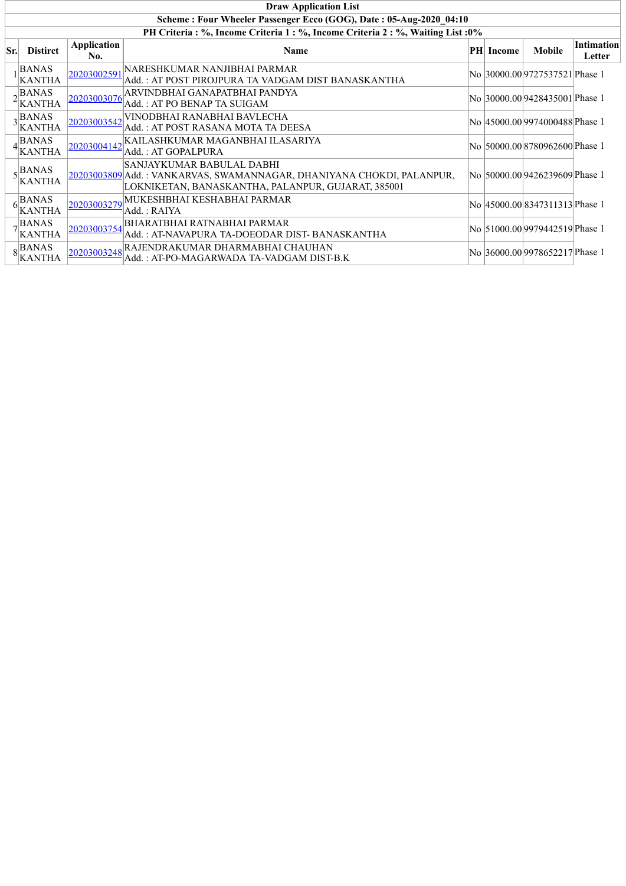| Draw Application List | | | | | | | |
|---|---|---|---|---|---|---|---|
| Scheme : Four Wheeler Passenger Ecco (GOG), Date : 05-Aug-2020_04:10 | | | | | | | |
| PH Criteria : %, Income Criteria 1 : %, Income Criteria 2 : %, Waiting List :0% | | | | | | | |
| **Sr.** | **Distirct** | **Application No.** | **Name** | **PH** | **Income** | **Mobile** | **Intimation Letter** |
| 1 | BANAS KANTHA | 20203002591 | NARESHKUMAR NANJIBHAI PARMAR<br>Add. : AT POST PIROJPURA TA VADGAM DIST BANASKANTHA | No | 30000.00 | 9727537521 | Phase 1 |
| 2 | BANAS KANTHA | 20203003076 | ARVINDBHAI GANAPATBHAI PANDYA<br>Add. : AT PO BENAP TA SUIGAM | No | 30000.00 | 9428435001 | Phase 1 |
| 3 | BANAS KANTHA | 20203003542 | VINODBHAI RANABHAI BAVLECHA<br>Add. : AT POST RASANA MOTA TA DEESA | No | 45000.00 | 9974000488 | Phase 1 |
| 4 | BANAS KANTHA | 20203004142 | KAILASHKUMAR MAGANBHAI ILASARIYA<br>Add. : AT GOPALPURA | No | 50000.00 | 8780962600 | Phase 1 |
| 5 | BANAS KANTHA | 20203003809 | SANJAYKUMAR BABULAL DABHI<br>Add. : VANKARVAS, SWAMANNAGAR, DHANIYANA CHOKDI, PALANPUR, LOKNIKETAN, BANASKANTHA, PALANPUR, GUJARAT, 385001 | No | 50000.00 | 9426239609 | Phase 1 |
| 6 | BANAS KANTHA | 20203003279 | MUKESHBHAI KESHABHAI PARMAR<br>Add. : RAIYA | No | 45000.00 | 8347311313 | Phase 1 |
| 7 | BANAS KANTHA | 20203003754 | BHARATBHAI RATNABHAI PARMAR<br>Add. : AT-NAVAPURA TA-DOEODAR DIST- BANASKANTHA | No | 51000.00 | 9979442519 | Phase 1 |
| 8 | BANAS KANTHA | 20203003248 | RAJENDRAKUMAR DHARMABHAI CHAUHAN<br>Add. : AT-PO-MAGARWADA TA-VADGAM DIST-B.K | No | 36000.00 | 9978652217 | Phase 1 |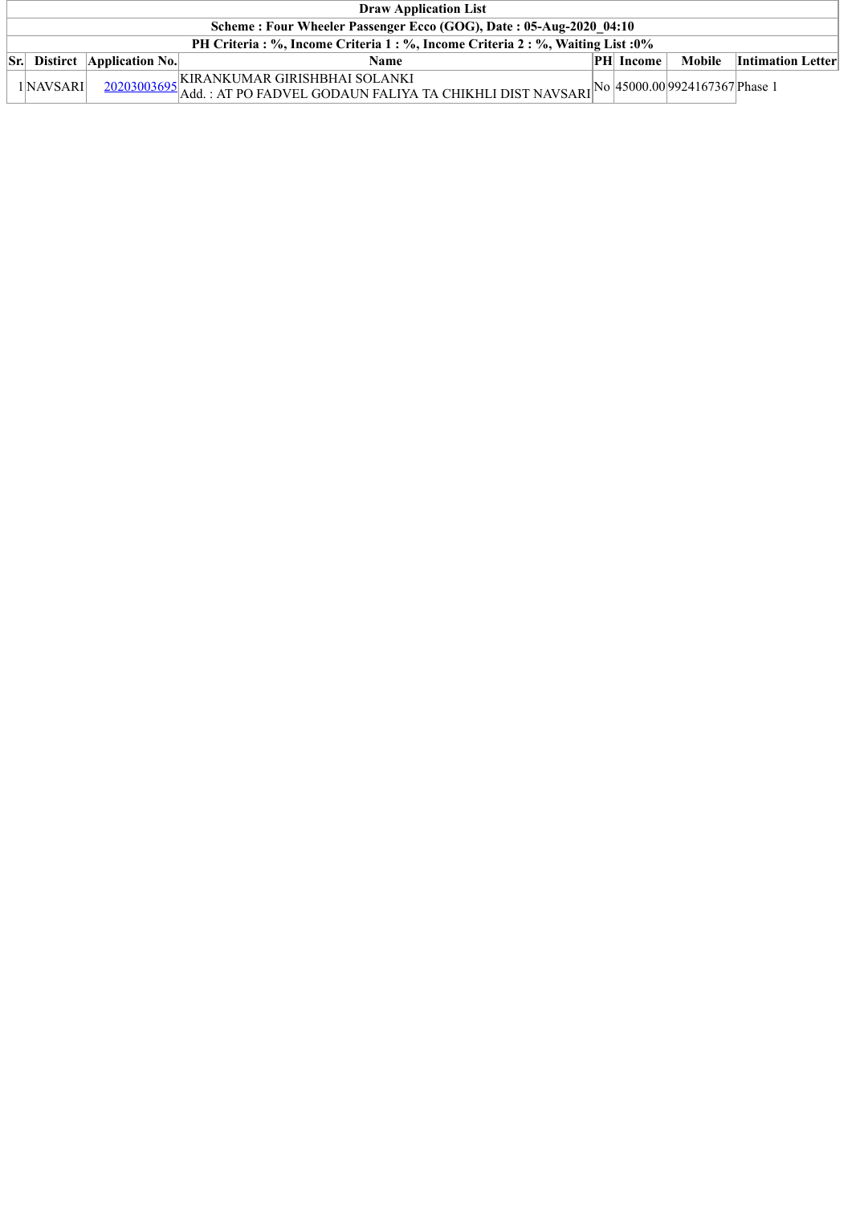**Draw Application List**

**Scheme : Four Wheeler Passenger Ecco (GOG), Date : 05-Aug-2020_04:10**

**PH Criteria : %, Income Criteria 1 : %, Income Criteria 2 : %, Waiting List :0%**

| Sr. | Distirct | Application No. | Name | PH | Income | Mobile | Intimation Letter |
|---|---|---|---|---|---|---|---|
| 1 | NAVSARI | 20203003695 | KIRANKUMAR GIRISHBHAI SOLANKI<br>Add. : AT PO FADVEL GODAUN FALIYA TA CHIKHLI DIST NAVSARI | No | 45000.00 | 9924167367 | Phase 1 |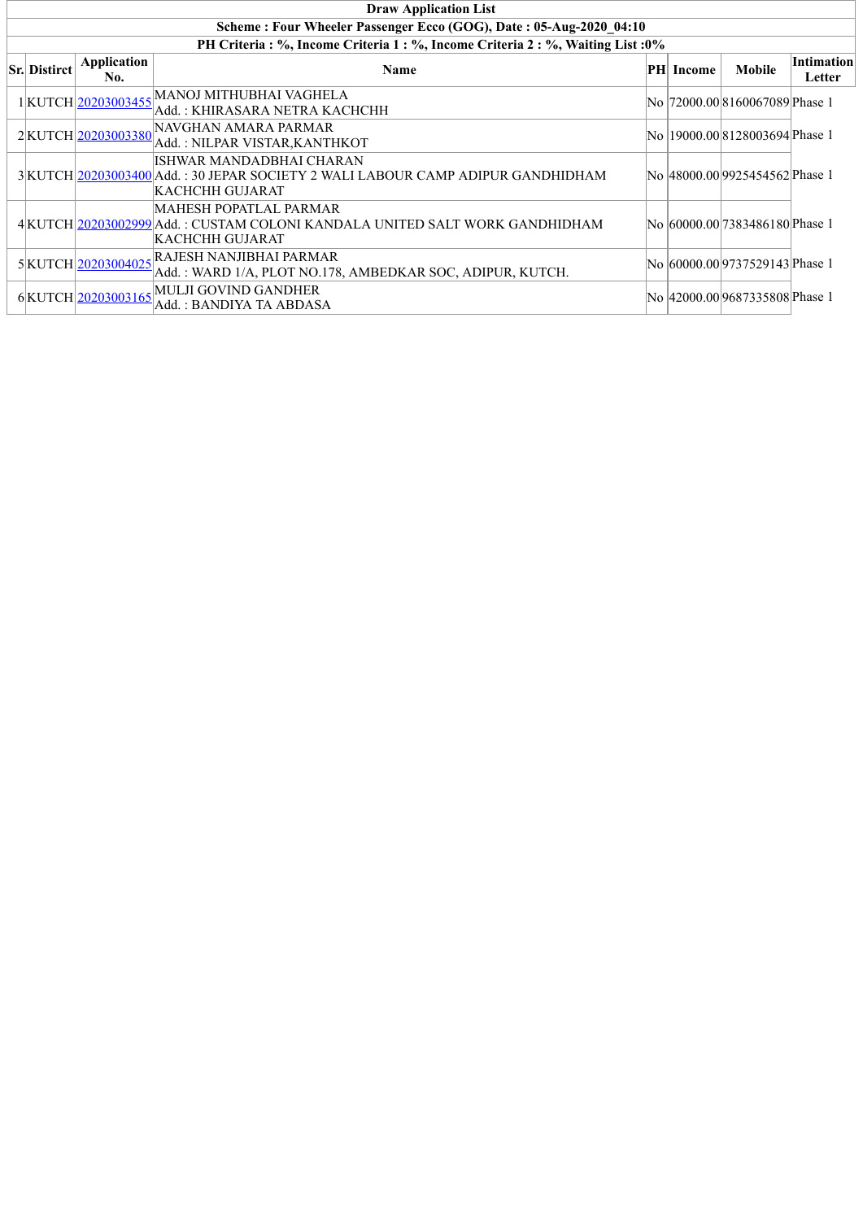| Draw Application List | | | | | | | |
|---|---|---|---|---|---|---|---|
| **Scheme : Four Wheeler Passenger Ecco (GOG), Date : 05-Aug-2020_04:10** | | | | | | | |
| **PH Criteria : %, Income Criteria 1 : %, Income Criteria 2 : %, Waiting List :0%** | | | | | | | |
| **Sr.** | **Disitrct** | **Application No.** | **Name** | **PH** | **Income** | **Mobile** | **Intimation Letter** |
| 1 | KUTCH | 20203003455 | MANOJ MITHUBHAI VAGHELA<br>Add. : KHIRASARA NETRA KACHCHH | No | 72000.00 | 8160067089 | Phase 1 |
| 2 | KUTCH | 20203003380 | NAVGHAN AMARA PARMAR<br>Add. : NILPAR VISTAR,KANTHKOT | No | 19000.00 | 8128003694 | Phase 1 |
| 3 | KUTCH | 20203003400 | ISHWAR MANDADBHAI CHARAN<br>Add. : 30 JEPAR SOCIETY 2 WALI LABOUR CAMP ADIPUR GANDHIDHAM KACHCHH GUJARAT | No | 48000.00 | 9925454562 | Phase 1 |
| 4 | KUTCH | 20203002999 | MAHESH POPATLAL PARMAR<br>Add. : CUSTAM COLONI KANDALA UNITED SALT WORK GANDHIDHAM KACHCHH GUJARAT | No | 60000.00 | 7383486180 | Phase 1 |
| 5 | KUTCH | 20203004025 | RAJESH NANJIBHAI PARMAR<br>Add. : WARD 1/A, PLOT NO.178, AMBEDKAR SOC, ADIPUR, KUTCH. | No | 60000.00 | 9737529143 | Phase 1 |
| 6 | KUTCH | 20203003165 | MULJI GOVIND GANDHER<br>Add. : BANDIYA TA ABDASA | No | 42000.00 | 9687335808 | Phase 1 |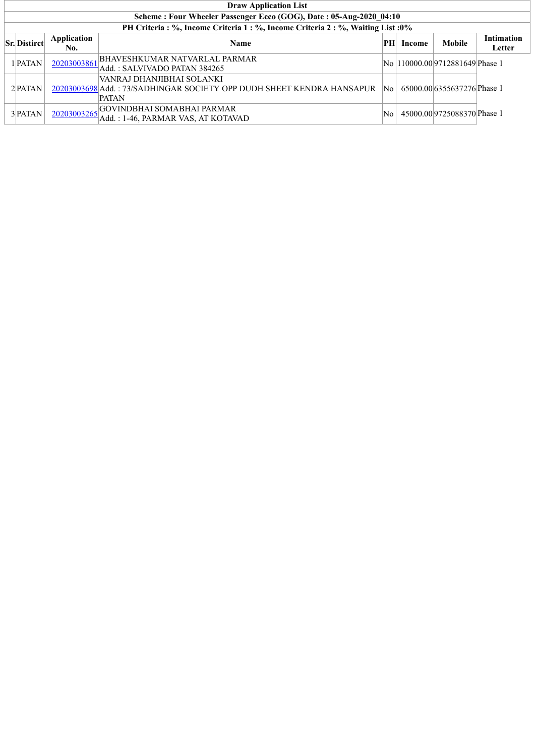| Draw Application List | | | | | | | |
|---|---|---|---|---|---|---|---|
| **Scheme : Four Wheeler Passenger Ecco (GOG), Date : 05-Aug-2020_04:10** | | | | | | | |
| **PH Criteria : %, Income Criteria 1 : %, Income Criteria 2 : %, Waiting List :0%** | | | | | | | |
| **Sr.** | **Distirct** | **Application No.** | **Name** | **PH** | **Income** | **Mobile** | **Intimation Letter** |
| 1 | PATAN | 20203003861 | BHAVESHKUMAR NATVARLAL PARMAR<br>Add. : SALVIVADO PATAN 384265 | No | 110000.00 | 9712881649 | Phase 1 |
| 2 | PATAN | 20203003698 | VANRAJ DHANJIBHAI SOLANKI<br>Add. : 73/SADHINGAR SOCIETY OPP DUDH SHEET KENDRA HANSAPUR PATAN | No | 65000.00 | 6355637276 | Phase 1 |
| 3 | PATAN | 20203003265 | GOVINDBHAI SOMABHAI PARMAR<br>Add. : 1-46, PARMAR VAS, AT KOTAVAD | No | 45000.00 | 9725088370 | Phase 1 |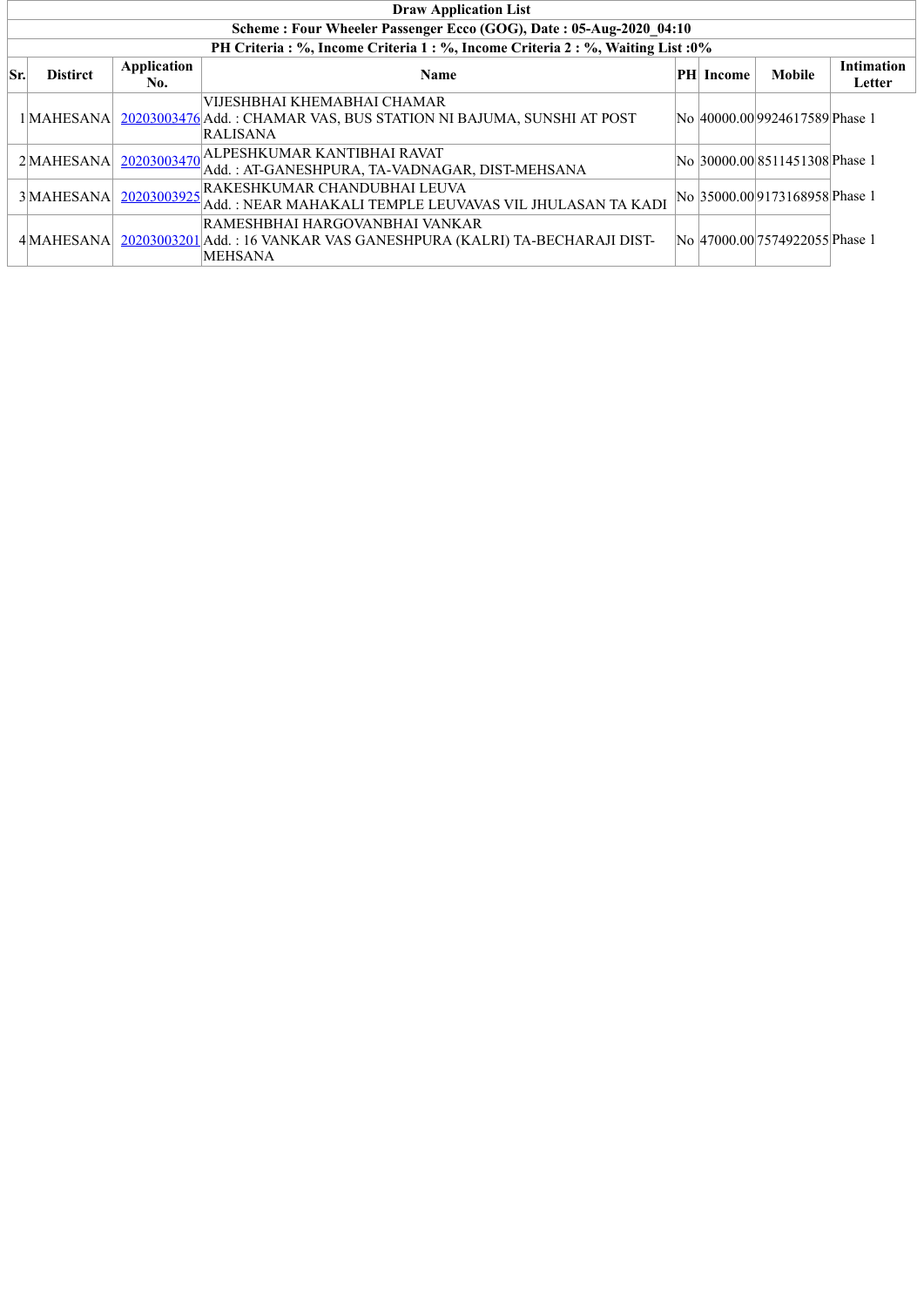| Draw Application List | | | | | | | |
|---|---|---|---|---|---|---|---|
| **Scheme : Four Wheeler Passenger Ecco (GOG), Date : 05-Aug-2020_04:10** | | | | | | | |
| **PH Criteria : %, Income Criteria 1 : %, Income Criteria 2 : %, Waiting List :0%** | | | | | | | |
| **Sr.** | **Distirct** | **Application No.** | **Name** | **PH** | **Income** | **Mobile** | **Intimation Letter** |
| 1 | MAHESANA | 20203003476 | VIJESHBHAI KHEMABHAI CHAMAR Add. : CHAMAR VAS, BUS STATION NI BAJUMA, SUNSHI AT POST RALISANA | No | 40000.00 | 9924617589 | Phase 1 |
| 2 | MAHESANA | 20203003470 | ALPESHKUMAR KANTIBHAI RAVAT Add. : AT-GANESHPURA, TA-VADNAGAR, DIST-MEHSANA | No | 30000.00 | 8511451308 | Phase 1 |
| 3 | MAHESANA | 20203003925 | RAKESHKUMAR CHANDUBHAI LEUVA Add. : NEAR MAHAKALI TEMPLE LEUVAVAS VIL JHULASAN TA KADI | No | 35000.00 | 9173168958 | Phase 1 |
| 4 | MAHESANA | 20203003201 | RAMESHBHAI HARGOVANBHAI VANKAR Add. : 16 VANKAR VAS GANESHPURA (KALRI) TA-BECHARAJI DIST-MEHSANA | No | 47000.00 | 7574922055 | Phase 1 |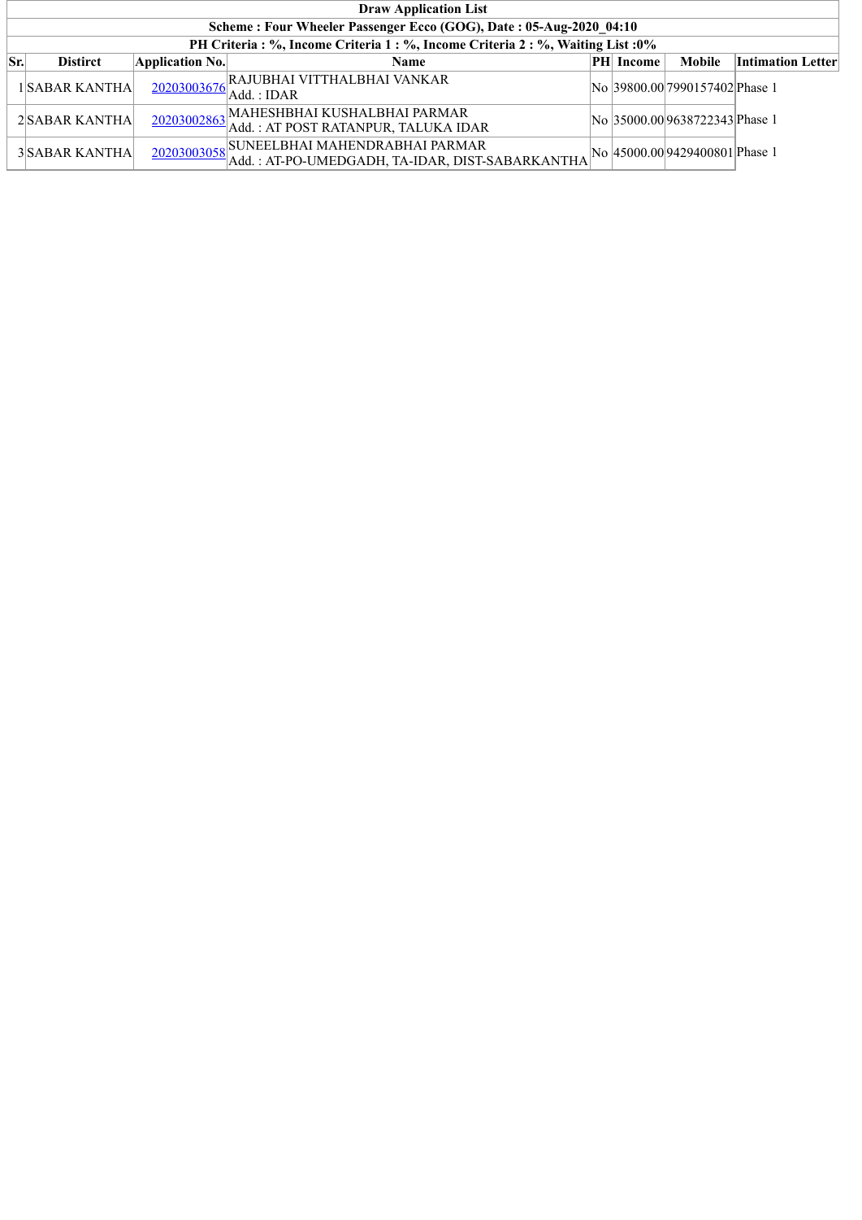| Draw Application List | | | | | | | |
|---|---|---|---|---|---|---|---|
| Scheme : Four Wheeler Passenger Ecco (GOG), Date : 05-Aug-2020_04:10 | | | | | | | |
| PH Criteria : %, Income Criteria 1 : %, Income Criteria 2 : %, Waiting List :0% | | | | | | | |
| **Sr.** | **Distirct** | **Application No.** | **Name** | **PH** | **Income** | **Mobile** | **Intimation Letter** |
| 1 | SABAR KANTHA | 20203003676 | RAJUBHAI VITTHALBHAI VANKAR<br>Add. : IDAR | No | 39800.00 | 7990157402 | Phase 1 |
| 2 | SABAR KANTHA | 20203002863 | MAHESHBHAI KUSHALBHAI PARMAR<br>Add. : AT POST RATANPUR, TALUKA IDAR | No | 35000.00 | 9638722343 | Phase 1 |
| 3 | SABAR KANTHA | 20203003058 | SUNEELBHAI MAHENDRABHAI PARMAR<br>Add. : AT-PO-UMEDGADH, TA-IDAR, DIST-SABARKANTHA | No | 45000.00 | 9429400801 | Phase 1 |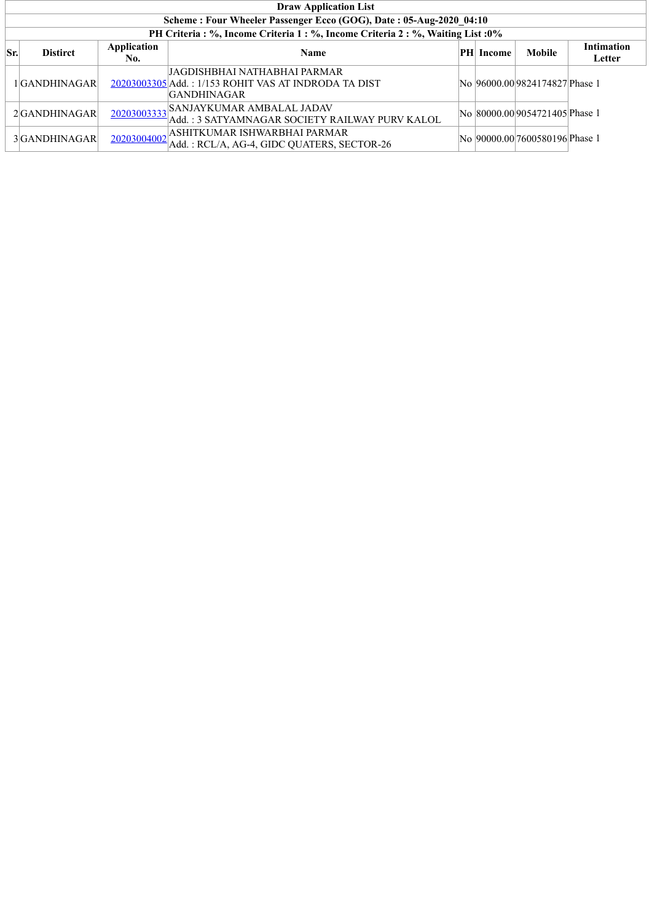| Draw Application List | | | | | | | |
|---|---|---|---|---|---|---|---|
| Scheme : Four Wheeler Passenger Ecco (GOG), Date : 05-Aug-2020_04:10 | | | | | | | |
| PH Criteria : %, Income Criteria 1 : %, Income Criteria 2 : %, Waiting List :0% | | | | | | | |
| **Sr.** | **Distirct** | **Application No.** | **Name** | **PH** | **Income** | **Mobile** | **Intimation Letter** |
| 1 | GANDHINAGAR | 20203003305 | JAGDISHBHAI NATHABHAI PARMAR<br>Add. : 1/153 ROHIT VAS AT INDRODA TA DIST GANDHINAGAR | No | 96000.00 | 9824174827 | Phase 1 |
| 2 | GANDHINAGAR | 20203003333 | SANJAYKUMAR AMBALAL JADAV<br>Add. : 3 SATYAMNAGAR SOCIETY RAILWAY PURV KALOL | No | 80000.00 | 9054721405 | Phase 1 |
| 3 | GANDHINAGAR | 20203004002 | ASHITKUMAR ISHWARBHAI PARMAR<br>Add. : RCL/A, AG-4, GIDC QUATERS, SECTOR-26 | No | 90000.00 | 7600580196 | Phase 1 |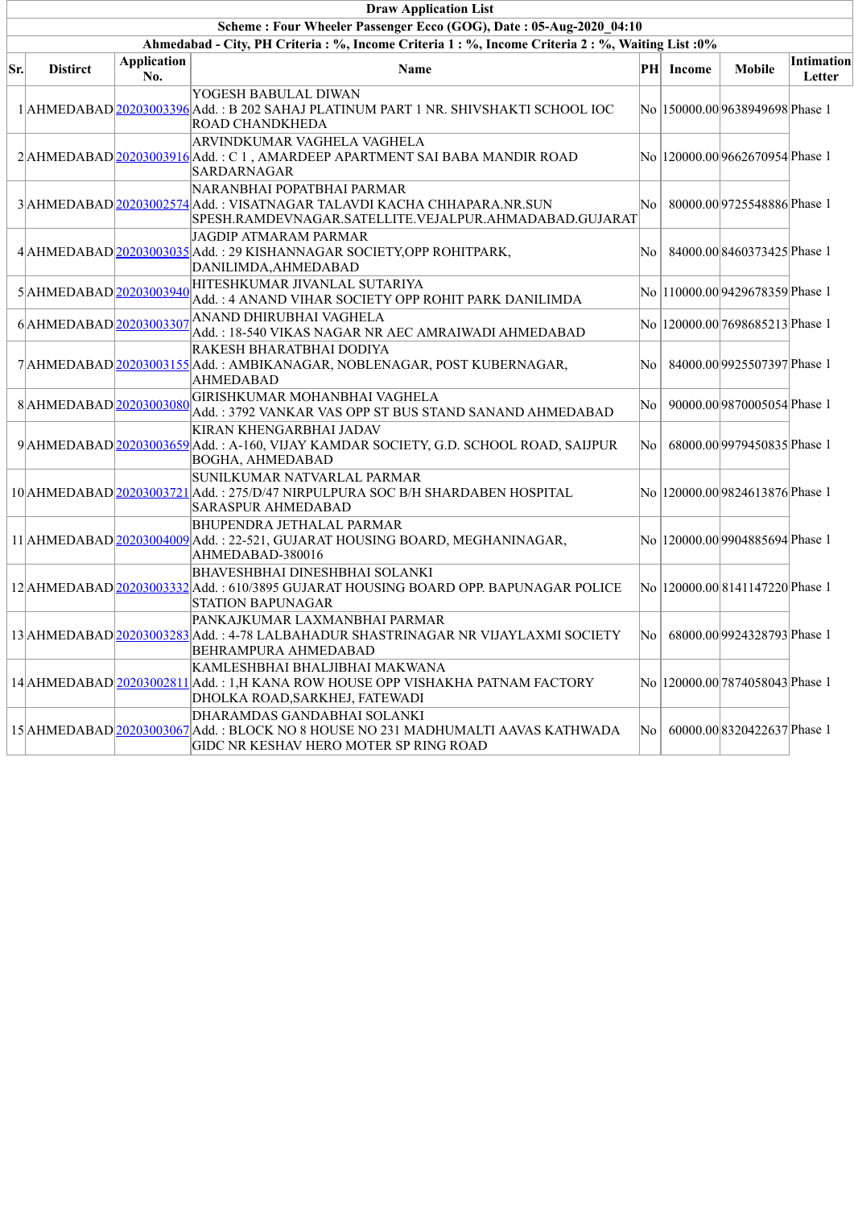| Draw Application List | | | | | | | |
|---|---|---|---|---|---|---|---|
| Scheme : Four Wheeler Passenger Ecco (GOG), Date : 05-Aug-2020_04:10 | | | | | | | |
| Ahmedabad - City, PH Criteria : %, Income Criteria 1 : %, Income Criteria 2 : %, Waiting List :0% | | | | | | | |
| **Sr.** | **Distirct** | **Application No.** | **Name** | **PH** | **Income** | **Mobile** | **Intimation Letter** |
| 1 | AHMEDABAD | 20203003396 | YOGESH BABULAL DIWAN<br>Add. : B 202 SAHAJ PLATINUM PART 1 NR. SHIVSHAKTI SCHOOL IOC ROAD CHANDKHEDA | No | 150000.00 | 9638949698 | Phase 1 |
| 2 | AHMEDABAD | 20203003916 | ARVINDKUMAR VAGHELA VAGHELA<br>Add. : C 1 , AMARDEEP APARTMENT SAI BABA MANDIR ROAD SARDARNAGAR | No | 120000.00 | 9662670954 | Phase 1 |
| 3 | AHMEDABAD | 20203002574 | NARANBHAI POPATBHAI PARMAR<br>Add. : VISATNAGAR TALAVDI KACHA CHHAPARA.NR.SUN SPESH.RAMDEVNAGAR.SATELLITE.VEJALPUR.AHMADABAD.GUJARAT | No | 80000.00 | 9725548886 | Phase 1 |
| 4 | AHMEDABAD | 20203003035 | JAGDIP ATMARAM PARMAR<br>Add. : 29 KISHANNAGAR SOCIETY,OPP ROHITPARK, DANILIMDA,AHMEDABAD | No | 84000.00 | 8460373425 | Phase 1 |
| 5 | AHMEDABAD | 20203003940 | HITESHKUMAR JIVANLAL SUTARIYA<br>Add. : 4 ANAND VIHAR SOCIETY OPP ROHIT PARK DANILIMDA | No | 110000.00 | 9429678359 | Phase 1 |
| 6 | AHMEDABAD | 20203003307 | ANAND DHIRUBHAI VAGHELA<br>Add. : 18-540 VIKAS NAGAR NR AEC AMRAIWADI AHMEDABAD | No | 120000.00 | 7698685213 | Phase 1 |
| 7 | AHMEDABAD | 20203003155 | RAKESH BHARATBHAI DODIYA<br>Add. : AMBIKANAGAR, NOBLENAGAR, POST KUBERNAGAR, AHMEDABAD | No | 84000.00 | 9925507397 | Phase 1 |
| 8 | AHMEDABAD | 20203003080 | GIRISHKUMAR MOHANBHAI VAGHELA<br>Add. : 3792 VANKAR VAS OPP ST BUS STAND SANAND AHMEDABAD | No | 90000.00 | 9870005054 | Phase 1 |
| 9 | AHMEDABAD | 20203003659 | KIRAN KHENGARBHAI JADAV<br>Add. : A-160, VIJAY KAMDAR SOCIETY, G.D. SCHOOL ROAD, SAIJPUR BOGHA, AHMEDABAD | No | 68000.00 | 9979450835 | Phase 1 |
| 10 | AHMEDABAD | 20203003721 | SUNILKUMAR NATVARLAL PARMAR<br>Add. : 275/D/47 NIRPULPURA SOC B/H SHARDABEN HOSPITAL SARASPUR AHMEDABAD | No | 120000.00 | 9824613876 | Phase 1 |
| 11 | AHMEDABAD | 20203004009 | BHUPENDRA JETHALAL PARMAR<br>Add. : 22-521, GUJARAT HOUSING BOARD, MEGHANINAGAR, AHMEDABAD-380016 | No | 120000.00 | 9904885694 | Phase 1 |
| 12 | AHMEDABAD | 20203003332 | BHAVESHBHAI DINESHBHAI SOLANKI<br>Add. : 610/3895 GUJARAT HOUSING BOARD OPP. BAPUNAGAR POLICE STATION BAPUNAGAR | No | 120000.00 | 8141147220 | Phase 1 |
| 13 | AHMEDABAD | 20203003283 | PANKAJKUMAR LAXMANBHAI PARMAR<br>Add. : 4-78 LALBAHADUR SHASTRINAGAR NR VIJAYLAXMI SOCIETY BEHRAMPURA AHMEDABAD | No | 68000.00 | 9924328793 | Phase 1 |
| 14 | AHMEDABAD | 20203002811 | KAMLESHBHAI BHALJIBHAI MAKWANA<br>Add. : 1,H KANA ROW HOUSE OPP VISHAKHA PATNAM FACTORY DHOLKA ROAD,SARKHEJ, FATEWADI | No | 120000.00 | 7874058043 | Phase 1 |
| 15 | AHMEDABAD | 20203003067 | DHARAMDAS GANDABHAI SOLANKI<br>Add. : BLOCK NO 8 HOUSE NO 231 MADHUMALTI AAVAS KATHWADA GIDC NR KESHAV HERO MOTER SP RING ROAD | No | 60000.00 | 8320422637 | Phase 1 |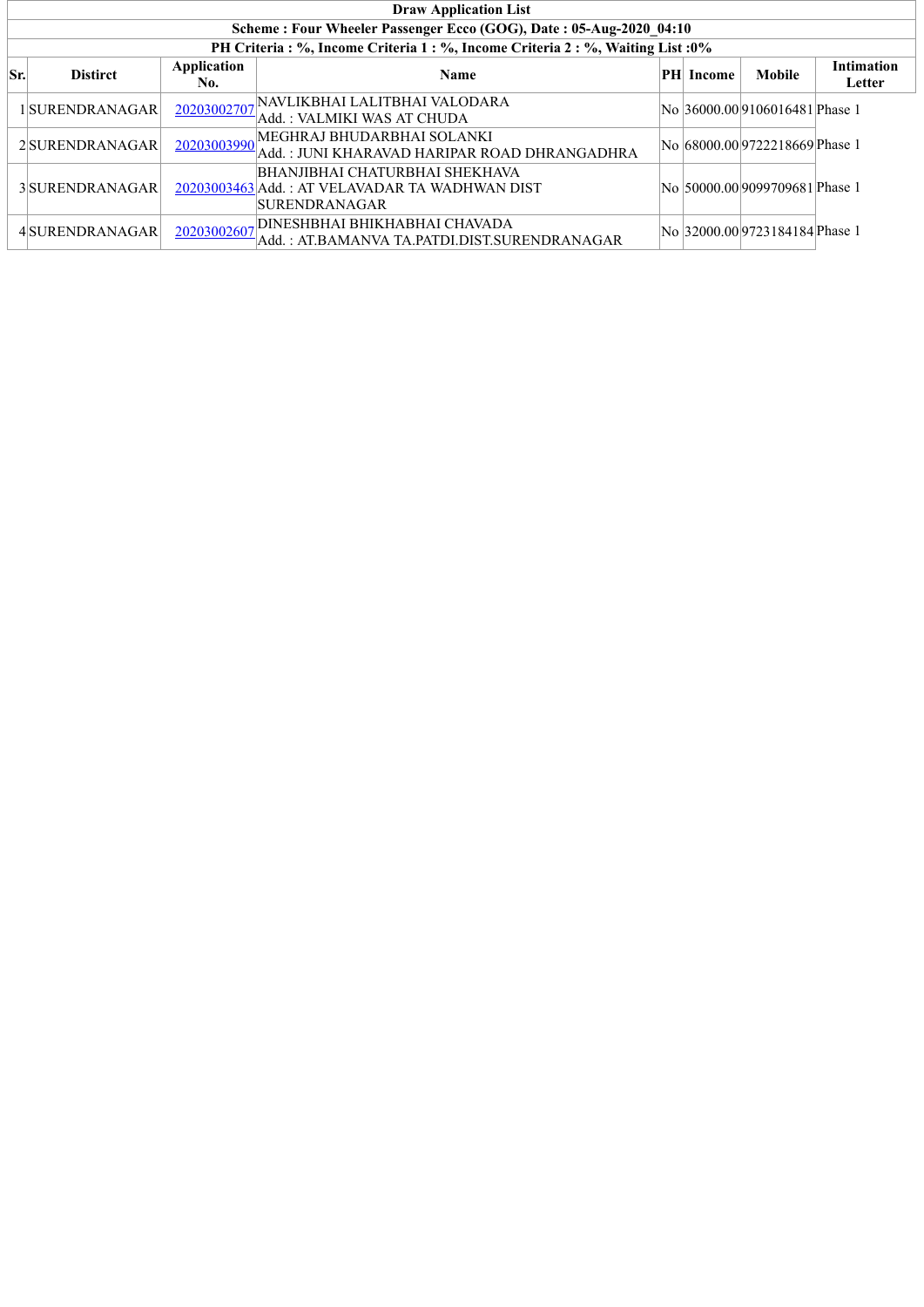| Draw Application List | | | | | | | |
|---|---|---|---|---|---|---|---|
| Scheme : Four Wheeler Passenger Ecco (GOG), Date : 05-Aug-2020_04:10 | | | | | | | |
| PH Criteria : %, Income Criteria 1 : %, Income Criteria 2 : %, Waiting List :0% | | | | | | | |
| **Sr.** | **District** | **Application No.** | **Name** | **PH** | **Income** | **Mobile** | **Intimation Letter** |
| 1 | SURENDRANAGAR | 20203002707 | NAVLIKBHAI LALITBHAI VALODARA<br>Add. : VALMIKI WAS AT CHUDA | No | 36000.00 | 9106016481 | Phase 1 |
| 2 | SURENDRANAGAR | 20203003990 | MEGHRAJ BHUDARBHAI SOLANKI<br>Add. : JUNI KHARAVAD HARIPAR ROAD DHRANGADHRA | No | 68000.00 | 9722218669 | Phase 1 |
| 3 | SURENDRANAGAR | 20203003463 | BHANJIBHAI CHATURBHAI SHEKHAVA<br>Add. : AT VELAVADAR TA WADHWAN DIST SURENDRANAGAR | No | 50000.00 | 9099709681 | Phase 1 |
| 4 | SURENDRANAGAR | 20203002607 | DINESHBHAI BHIKHABHAI CHAVADA<br>Add. : AT.BAMANVA TA.PATDI.DIST.SURENDRANAGAR | No | 32000.00 | 9723184184 | Phase 1 |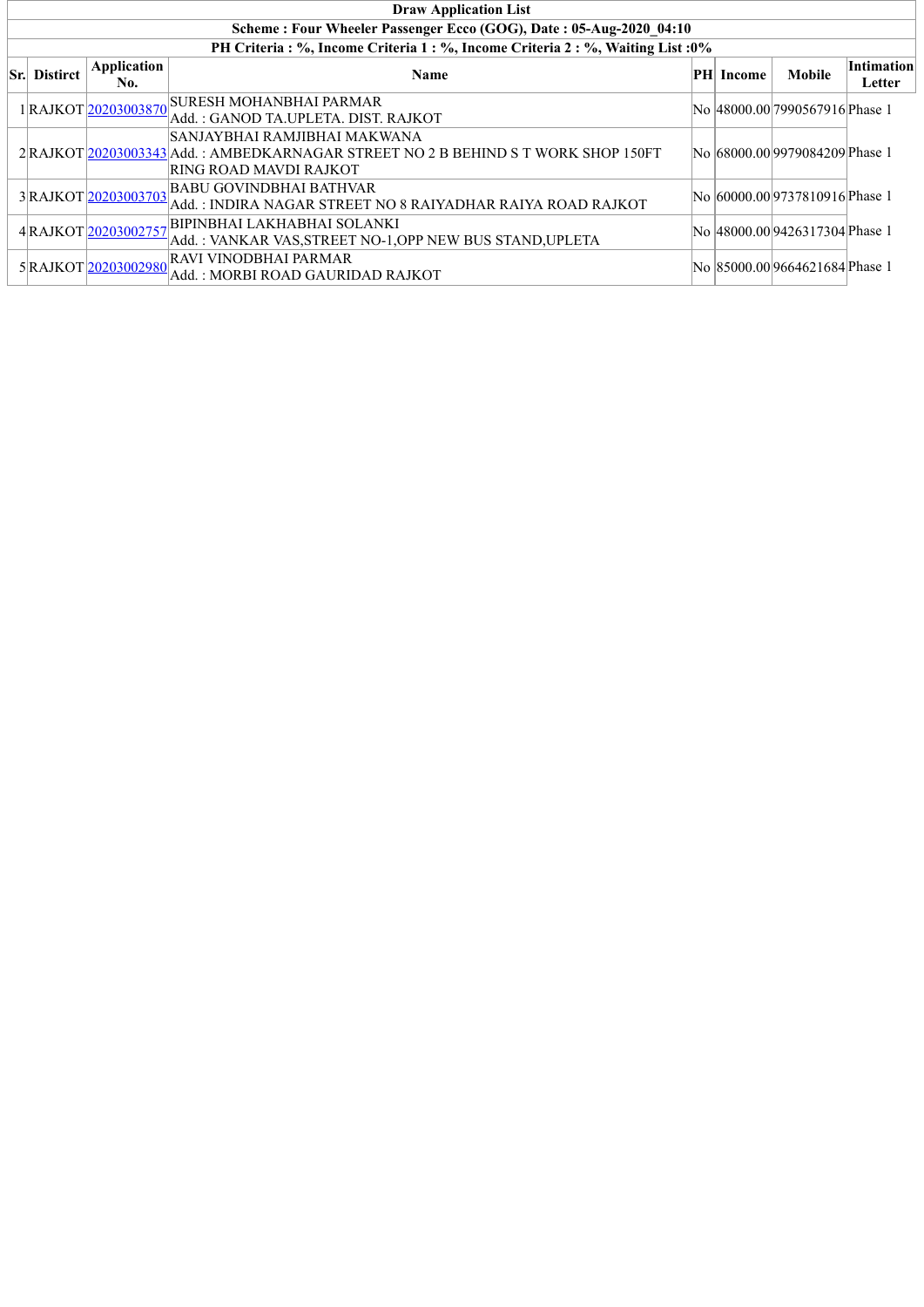| Draw Application List | | | | | | | |
|---|---|---|---|---|---|---|---|
| Scheme : Four Wheeler Passenger Ecco (GOG), Date : 05-Aug-2020_04:10 | | | | | | | |
| PH Criteria : %, Income Criteria 1 : %, Income Criteria 2 : %, Waiting List :0% | | | | | | | |
| **Sr.** | **District** | **Application No.** | **Name** | **PH** | **Income** | **Mobile** | **Intimation Letter** |
| 1 | RAJKOT | 20203003870 | SURESH MOHANBHAI PARMAR<br>Add. : GANOD TA.UPLETA. DIST. RAJKOT | No | 48000.00 | 7990567916 | Phase 1 |
| 2 | RAJKOT | 20203003343 | SANJAYBHAI RAMJIBHAI MAKWANA<br>Add. : AMBEDKARNAGAR STREET NO 2 B BEHIND S T WORK SHOP 150FT RING ROAD MAVDI RAJKOT | No | 68000.00 | 9979084209 | Phase 1 |
| 3 | RAJKOT | 20203003703 | BABU GOVINDBHAI BATHVAR<br>Add. : INDIRA NAGAR STREET NO 8 RAIYADHAR RAIYA ROAD RAJKOT | No | 60000.00 | 9737810916 | Phase 1 |
| 4 | RAJKOT | 20203002757 | BIPINBHAI LAKHABHAI SOLANKI<br>Add. : VANKAR VAS,STREET NO-1,OPP NEW BUS STAND,UPLETA | No | 48000.00 | 9426317304 | Phase 1 |
| 5 | RAJKOT | 20203002980 | RAVI VINODBHAI PARMAR<br>Add. : MORBI ROAD GAURIDAD RAJKOT | No | 85000.00 | 9664621684 | Phase 1 |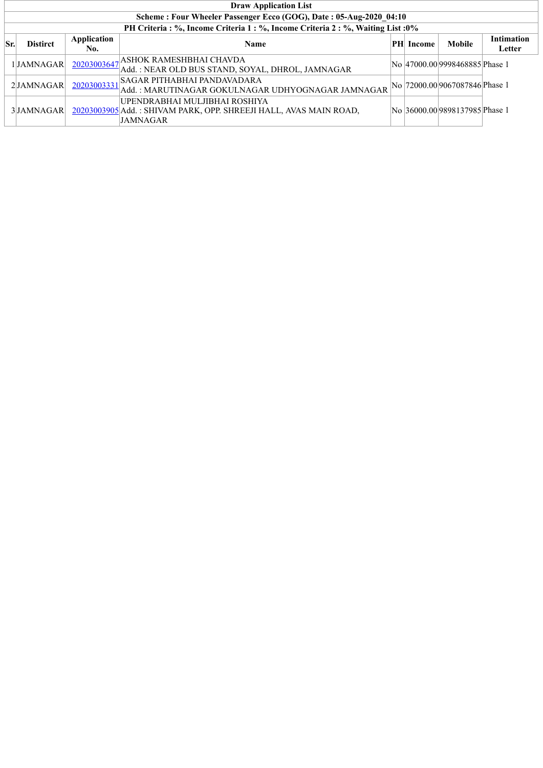| Draw Application List | | | | | | | |
|---|---|---|---|---|---|---|---|
| **Scheme : Four Wheeler Passenger Ecco (GOG), Date : 05-Aug-2020_04:10** | | | | | | | |
| **PH Criteria : %, Income Criteria 1 : %, Income Criteria 2 : %, Waiting List :0%** | | | | | | | |
| **Sr.** | **Distirct** | **Application No.** | **Name** | **PH** | **Income** | **Mobile** | **Intimation Letter** |
| 1 | JAMNAGAR | 20203003647 | ASHOK RAMESHBHAI CHAVDA<br>Add. : NEAR OLD BUS STAND, SOYAL, DHROL, JAMNAGAR | No | 47000.00 | 9998468885 | Phase 1 |
| 2 | JAMNAGAR | 20203003331 | SAGAR PITHABHAI PANDAVADARA<br>Add. : MARUTINAGAR GOKULNAGAR UDHYOGNAGAR JAMNAGAR | No | 72000.00 | 9067087846 | Phase 1 |
| 3 | JAMNAGAR | 20203003905 | UPENDRABHAI MULJIBHAI ROSHIYA<br>Add. : SHIVAM PARK, OPP. SHREEJI HALL, AVAS MAIN ROAD, JAMNAGAR | No | 36000.00 | 9898137985 | Phase 1 |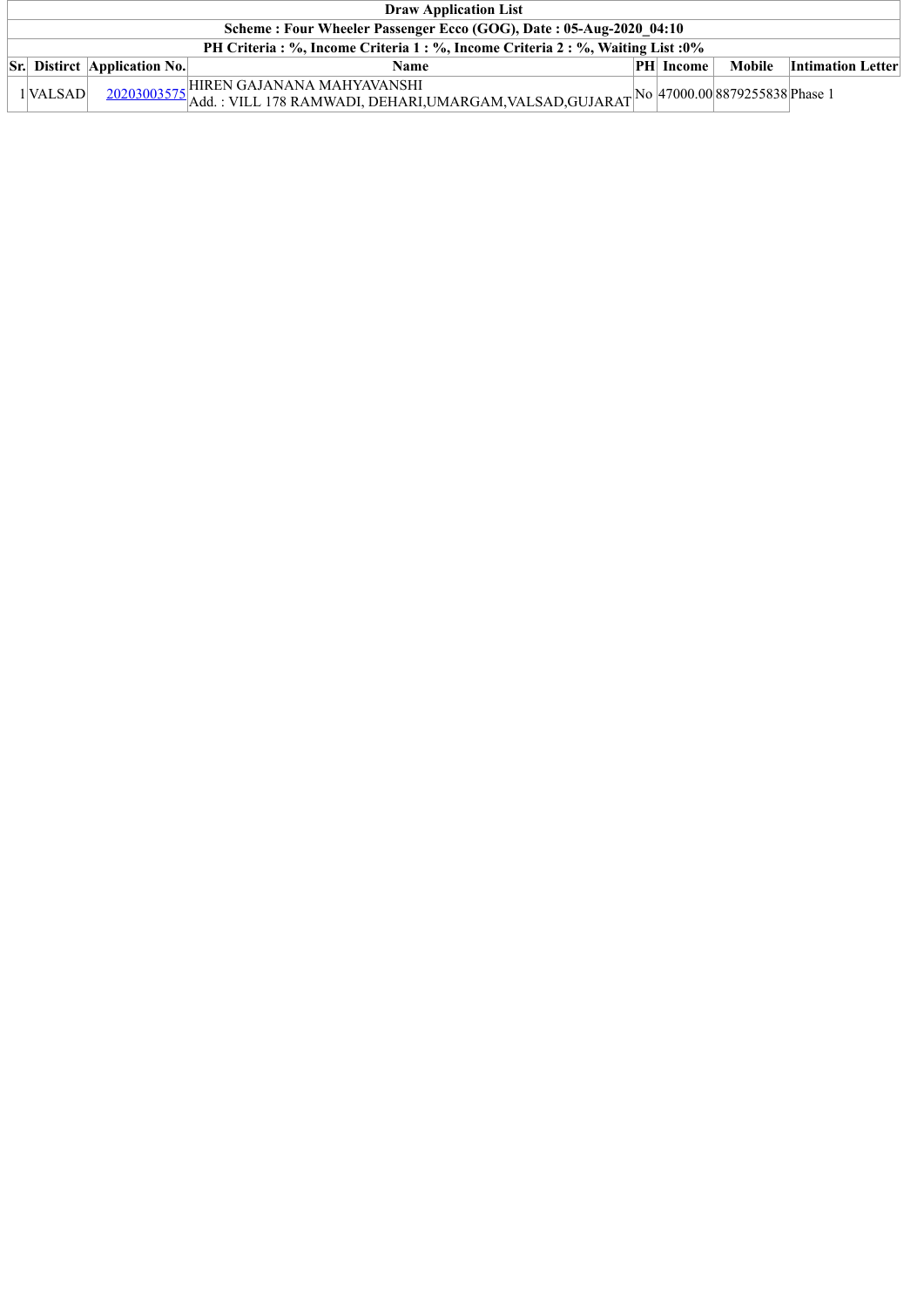| Draw Application List | | | | | | | |
|---|---|---|---|---|---|---|---|
| Scheme : Four Wheeler Passenger Ecco (GOG), Date : 05-Aug-2020_04:10 | | | | | | | |
| PH Criteria : %, Income Criteria 1 : %, Income Criteria 2 : %, Waiting List :0% | | | | | | | |
| **Sr.** | **Distirct** | **Application No.** | **Name** | **PH** | **Income** | **Mobile** | **Intimation Letter** |
| 1 | VALSAD | 20203003575 | HIREN GAJANANA MAHYAVANSHI<br>Add. : VILL 178 RAMWADI, DEHARI,UMARGAM,VALSAD,GUJARAT | No | 47000.00 | 8879255838 | Phase 1 |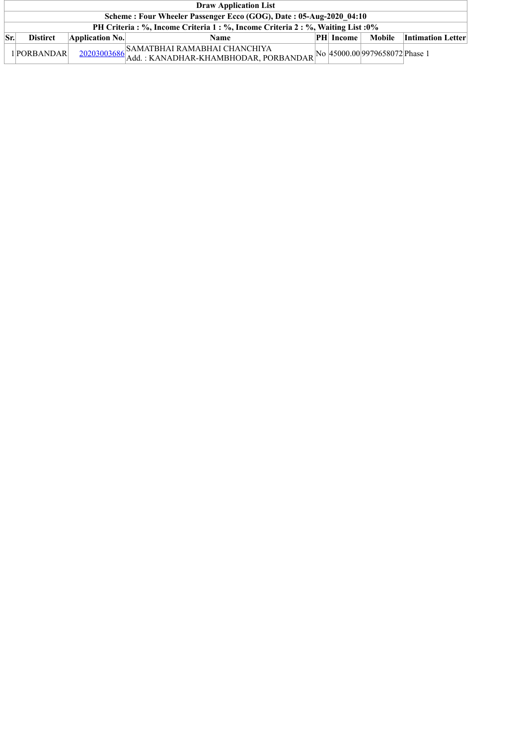| Draw Application List | | | | | | | |
|---|---|---|---|---|---|---|---|
| Scheme : Four Wheeler Passenger Ecco (GOG), Date : 05-Aug-2020_04:10 | | | | | | | |
| PH Criteria : %, Income Criteria 1 : %, Income Criteria 2 : %, Waiting List :0% | | | | | | | |
| **Sr.** | **Distirct** | **Application No.** | **Name** | **PH** | **Income** | **Mobile** | **Intimation Letter** |
| 1 | PORBANDAR | 20203003686 | SAMATBHAI RAMABHAI CHANCHIYA<br>Add. : KANADHAR-KHAMBHODAR, PORBANDAR | No | 45000.00 | 9979658072 | Phase 1 |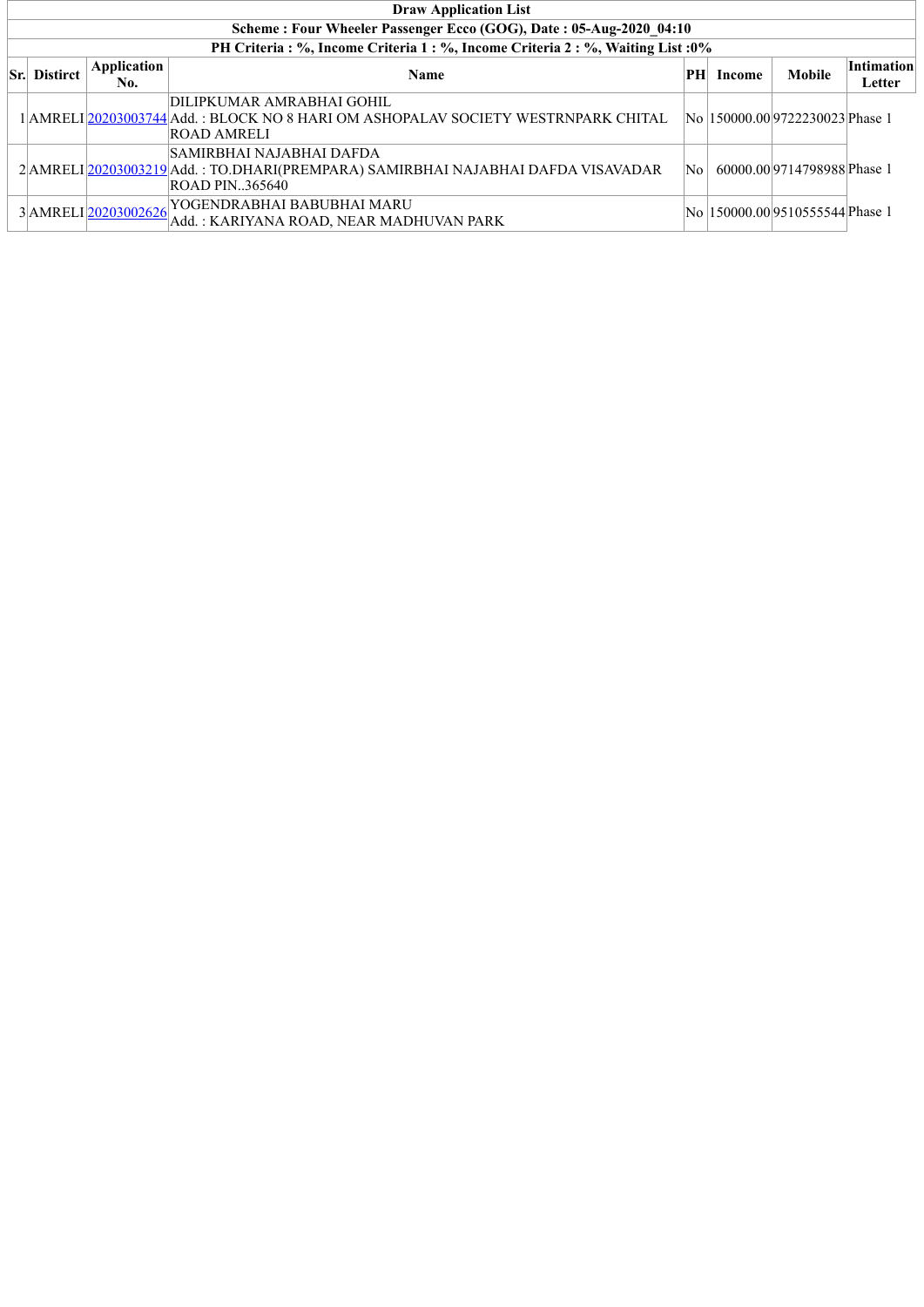| Draw Application List | | | | | | | |
|---|---|---|---|---|---|---|---|
| **Scheme : Four Wheeler Passenger Ecco (GOG), Date : 05-Aug-2020_04:10** | | | | | | | |
| **PH Criteria : %, Income Criteria 1 : %, Income Criteria 2 : %, Waiting List :0%** | | | | | | | |
| **Sr.** | **District** | **Application No.** | **Name** | **PH** | **Income** | **Mobile** | **Intimation Letter** |
| 1 | AMRELI | 20203003744 | DILIPKUMAR AMRABHAI GOHIL<br>Add. : BLOCK NO 8 HARI OM ASHOPALAV SOCIETY WESTRNPARK CHITAL ROAD AMRELI | No | 150000.00 | 9722230023 | Phase 1 |
| 2 | AMRELI | 20203003219 | SAMIRBHAI NAJABHAI DAFDA<br>Add. : TO.DHARI(PREMPARA) SAMIRBHAI NAJABHAI DAFDA VISAVADAR ROAD PIN..365640 | No | 60000.00 | 9714798988 | Phase 1 |
| 3 | AMRELI | 20203002626 | YOGENDRABHAI BABUBHAI MARU<br>Add. : KARIYANA ROAD, NEAR MADHUVAN PARK | No | 150000.00 | 9510555544 | Phase 1 |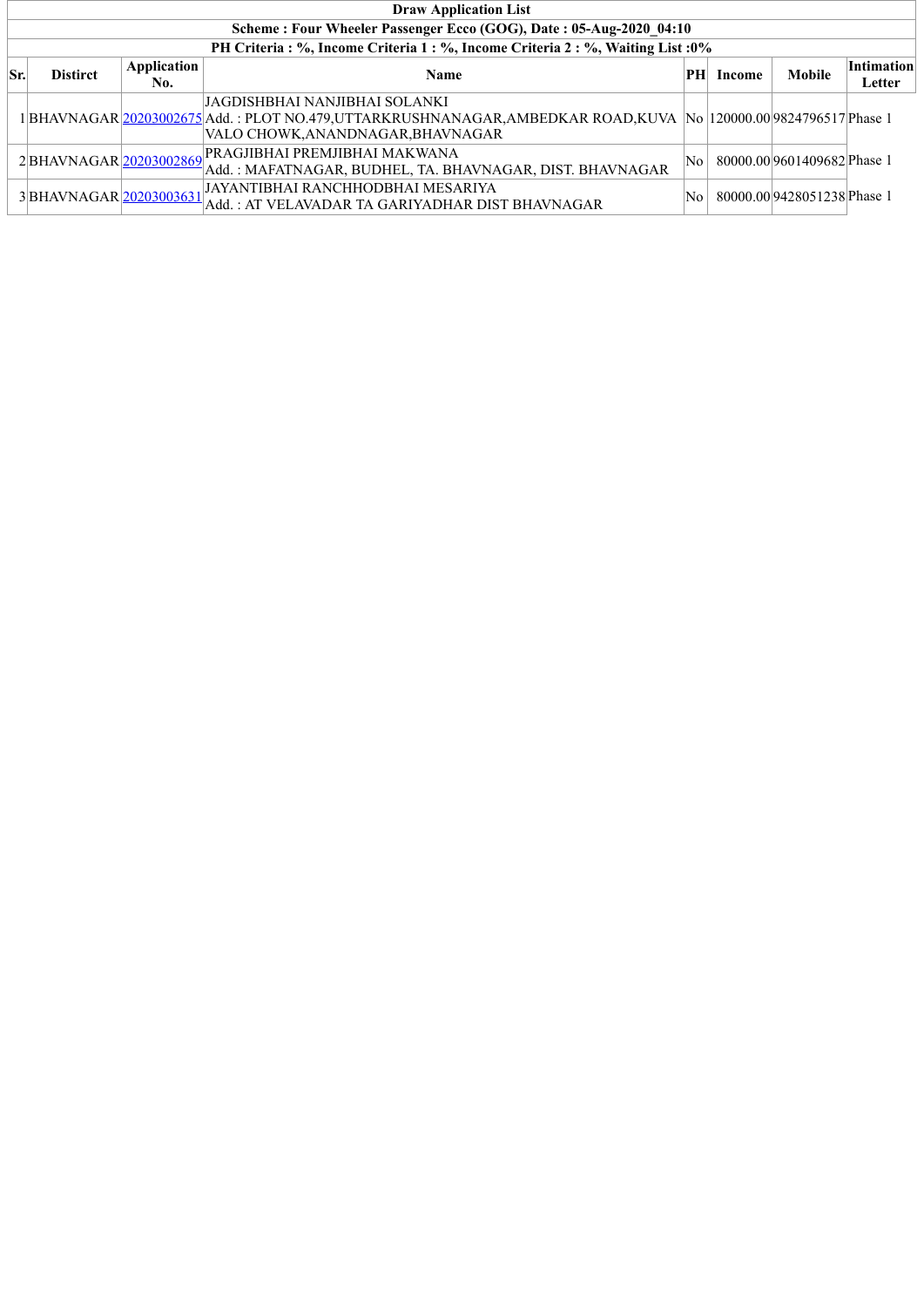**Draw Application List**

**Scheme : Four Wheeler Passenger Ecco (GOG), Date : 05-Aug-2020_04:10**

**PH Criteria : %, Income Criteria 1 : %, Income Criteria 2 : %, Waiting List :0%**

| Sr. | Distirct | Application No. | Name | PH | Income | Mobile | Intimation Letter |
|---|---|---|---|---|---|---|---|
| 1 | BHAVNAGAR | 20203002675 | JAGDISHBHAI NANJIBHAI SOLANKI<br>Add. : PLOT NO.479,UTTARKRUSHNANAGAR,AMBEDKAR ROAD,KUVA VALO CHOWK,ANANDNAGAR,BHAVNAGAR | No | 120000.00 | 9824796517 | Phase 1 |
| 2 | BHAVNAGAR | 20203002869 | PRAGJIBHAI PREMJIBHAI MAKWANA<br>Add. : MAFATNAGAR, BUDHEL, TA. BHAVNAGAR, DIST. BHAVNAGAR | No | 80000.00 | 9601409682 | Phase 1 |
| 3 | BHAVNAGAR | 20203003631 | JAYANTIBHAI RANCHHODBHAI MESARIYA<br>Add. : AT VELAVADAR TA GARIYADHAR DIST BHAVNAGAR | No | 80000.00 | 9428051238 | Phase 1 |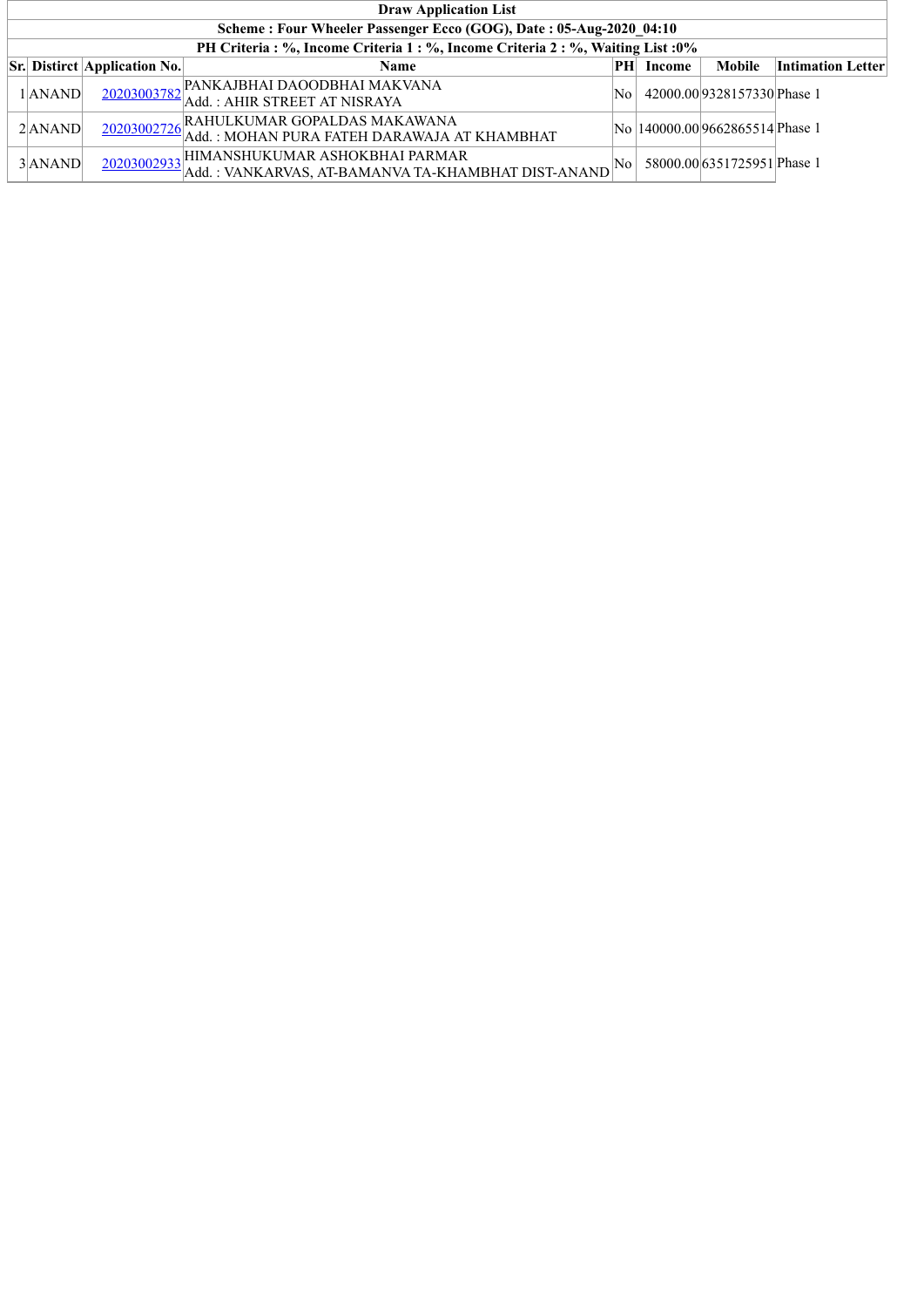| Draw Application List | | | | | | | |
|---|---|---|---|---|---|---|---|
| **Scheme : Four Wheeler Passenger Ecco (GOG), Date : 05-Aug-2020_04:10** | | | | | | | |
| **PH Criteria : %, Income Criteria 1 : %, Income Criteria 2 : %, Waiting List :0%** | | | | | | | |
| **Sr.** | **Distirct** | **Application No.** | **Name** | **PH** | **Income** | **Mobile** | **Intimation Letter** |
| 1 | ANAND | 20203003782 | PANKAJBHAI DAOODBHAI MAKVANA<br>Add. : AHIR STREET AT NISRAYA | No | 42000.00 | 9328157330 | Phase 1 |
| 2 | ANAND | 20203002726 | RAHULKUMAR GOPALDAS MAKAWANA<br>Add. : MOHAN PURA FATEH DARAWAJA AT KHAMBHAT | No | 140000.00 | 9662865514 | Phase 1 |
| 3 | ANAND | 20203002933 | HIMANSHUKUMAR ASHOKBHAI PARMAR<br>Add. : VANKARVAS, AT-BAMANVA TA-KHAMBHAT DIST-ANAND | No | 58000.00 | 6351725951 | Phase 1 |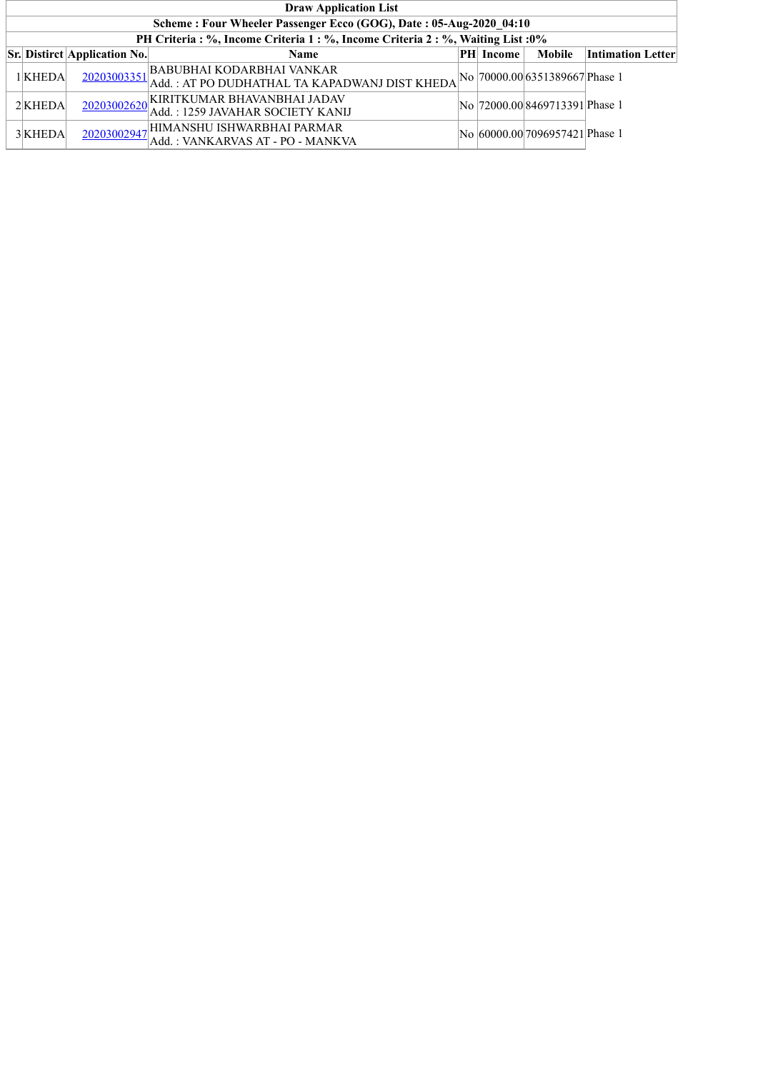| Draw Application List | | | | | | | |
|---|---|---|---|---|---|---|---|
| Scheme : Four Wheeler Passenger Ecco (GOG), Date : 05-Aug-2020_04:10 | | | | | | | |
| PH Criteria : %, Income Criteria 1 : %, Income Criteria 2 : %, Waiting List :0% | | | | | | | |
| **Sr.** | **Distirct** | **Application No.** | **Name** | **PH** | **Income** | **Mobile** | **Intimation Letter** |
| 1 | KHEDA | 20203003351 | BABUBHAI KODARBHAI VANKAR<br>Add. : AT PO DUDHATHAL TA KAPADWANJ DIST KHEDA | No | 70000.00 | 6351389667 | Phase 1 |
| 2 | KHEDA | 20203002620 | KIRITKUMAR BHAVANBHAI JADAV<br>Add. : 1259 JAVAHAR SOCIETY KANIJ | No | 72000.00 | 8469713391 | Phase 1 |
| 3 | KHEDA | 20203002947 | HIMANSHU ISHWARBHAI PARMAR<br>Add. : VANKARVAS AT - PO - MANKVA | No | 60000.00 | 7096957421 | Phase 1 |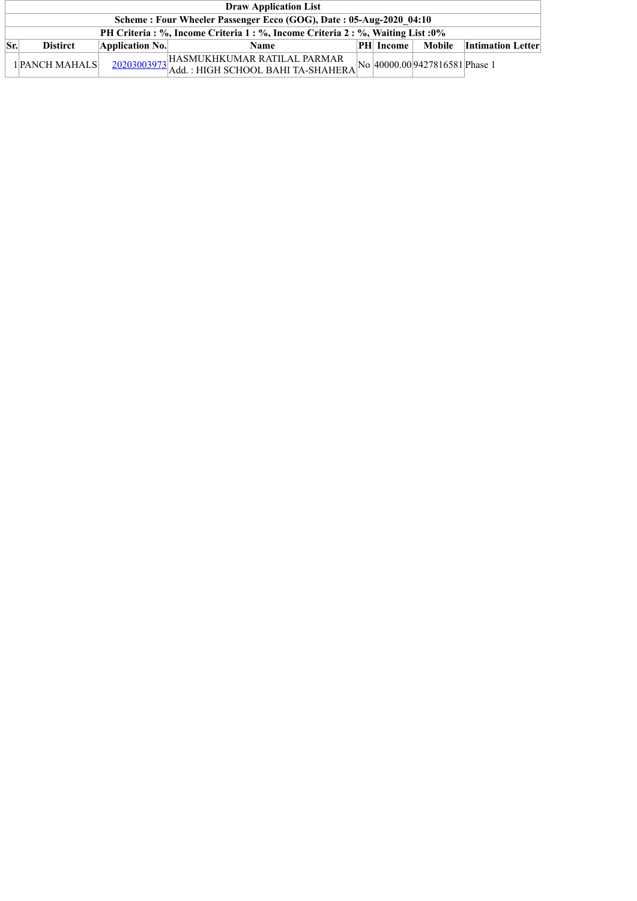| Draw Application List | | | | | | | |
|---|---|---|---|---|---|---|---|
| Scheme : Four Wheeler Passenger Ecco (GOG), Date : 05-Aug-2020_04:10 | | | | | | | |
| PH Criteria : %, Income Criteria 1 : %, Income Criteria 2 : %, Waiting List :0% | | | | | | | |
| **Sr.** | **Distirct** | **Application No.** | **Name** | **PH** | **Income** | **Mobile** | **Intimation Letter** |
| 1 | PANCH MAHALS | 20203003973 | HASMUKHKUMAR RATILAL PARMAR<br>Add. : HIGH SCHOOL BAHI TA-SHAHERA | No | 40000.00 | 9427816581 | Phase 1 |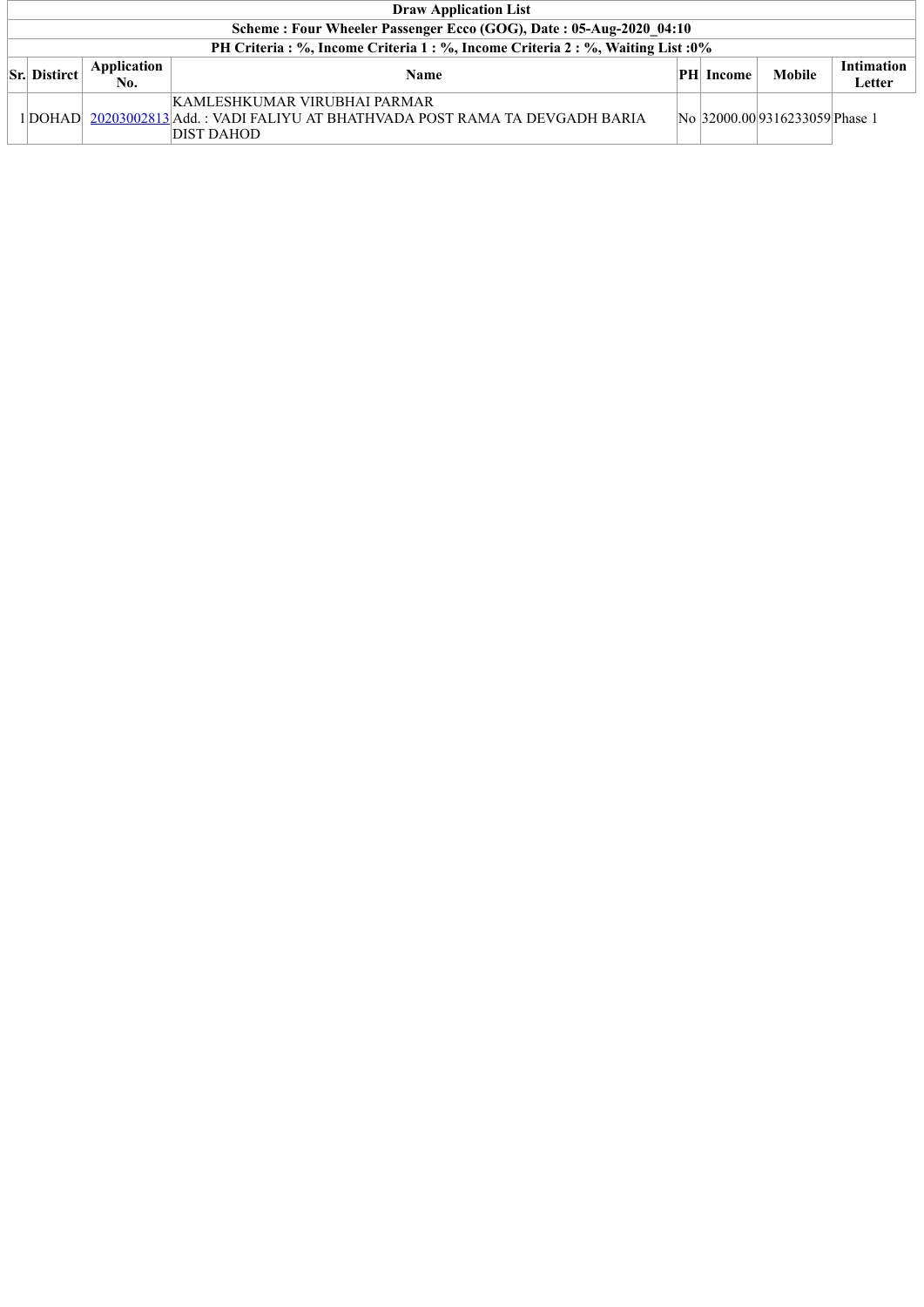| Draw Application List | | | | | | | |
|---|---|---|---|---|---|---|---|
| Scheme : Four Wheeler Passenger Ecco (GOG), Date : 05-Aug-2020_04:10 | | | | | | | |
| PH Criteria : %, Income Criteria 1 : %, Income Criteria 2 : %, Waiting List :0% | | | | | | | |
| **Sr.** | **Distirct** | **Application No.** | **Name** | **PH** | **Income** | **Mobile** | **Intimation Letter** |
| 1 | DOHAD | 20203002813 | KAMLESHKUMAR VIRUBHAI PARMAR<br>Add. : VADI FALIYU AT BHATHVADA POST RAMA TA DEVGADH BARIA DIST DAHOD | No | 32000.00 | 9316233059 | Phase 1 |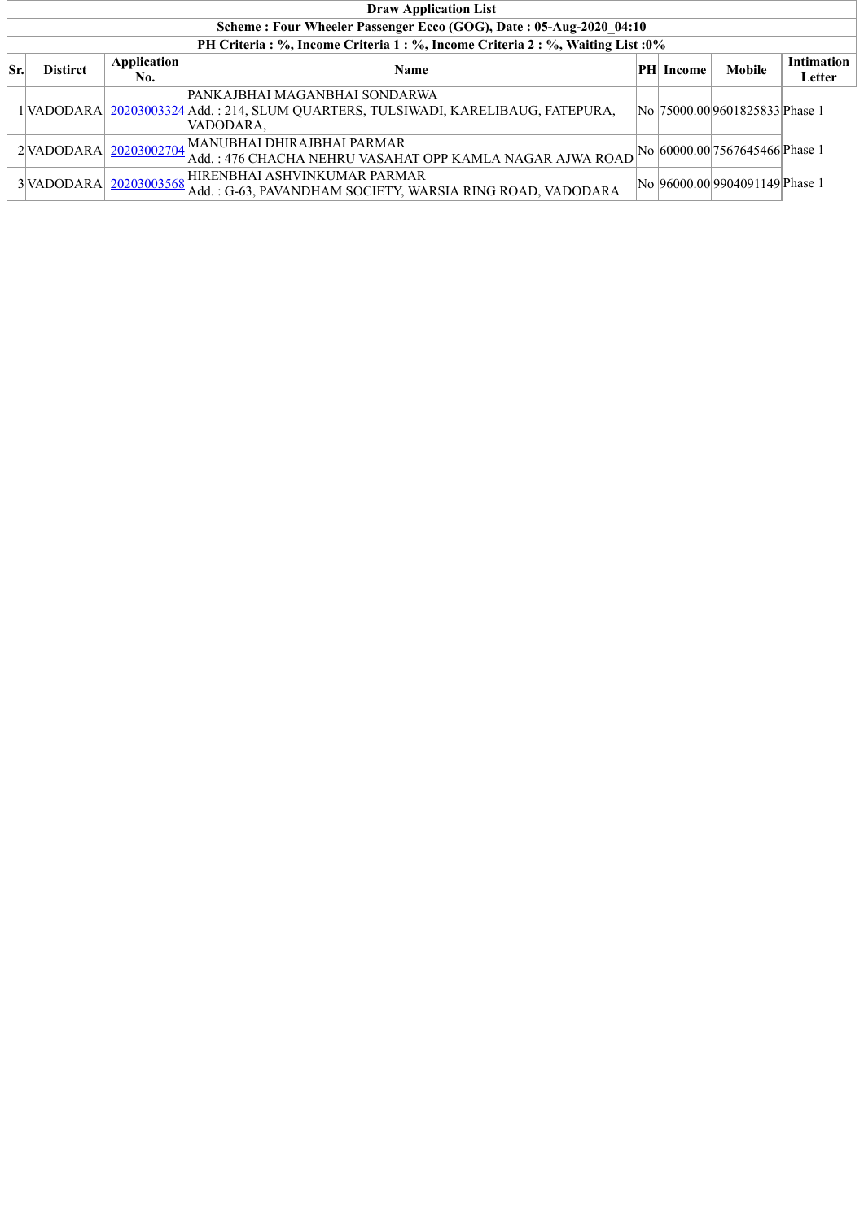**Draw Application List**

**Scheme : Four Wheeler Passenger Ecco (GOG), Date : 05-Aug-2020_04:10**

**PH Criteria : %, Income Criteria 1 : %, Income Criteria 2 : %, Waiting List :0%**

| Sr. | Distirct | Application No. | Name | PH | Income | Mobile | Intimation Letter |
|---|---|---|---|---|---|---|---|
| 1 | VADODARA | 20203003324 | PANKAJBHAI MAGANBHAI SONDARWA<br>Add. : 214, SLUM QUARTERS, TULSIWADI, KARELIBAUG, FATEPURA, VADODARA, | No | 75000.00 | 9601825833 | Phase 1 |
| 2 | VADODARA | 20203002704 | MANUBHAI DHIRAJBHAI PARMAR<br>Add. : 476 CHACHA NEHRU VASAHAT OPP KAMLA NAGAR AJWA ROAD | No | 60000.00 | 7567645466 | Phase 1 |
| 3 | VADODARA | 20203003568 | HIRENBHAI ASHVINKUMAR PARMAR<br>Add. : G-63, PAVANDHAM SOCIETY, WARSIA RING ROAD, VADODARA | No | 96000.00 | 9904091149 | Phase 1 |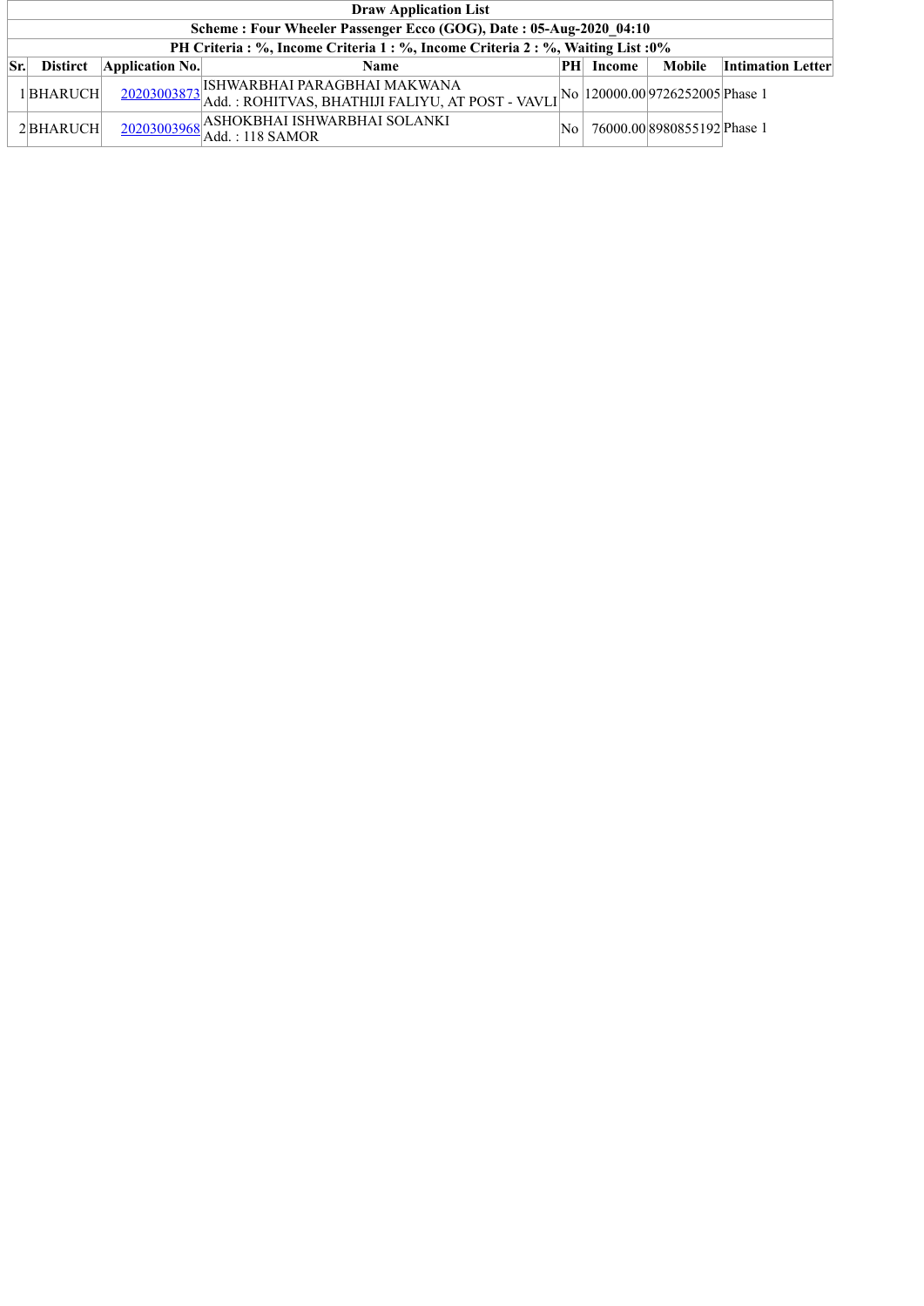| Draw Application List | | | | | | | |
|---|---|---|---|---|---|---|---|
| Scheme : Four Wheeler Passenger Ecco (GOG), Date : 05-Aug-2020_04:10 | | | | | | | |
| PH Criteria : %, Income Criteria 1 : %, Income Criteria 2 : %, Waiting List :0% | | | | | | | |
| **Sr.** | **Distirct** | **Application No.** | **Name** | **PH** | **Income** | **Mobile** | **Intimation Letter** |
| 1 | BHARUCH | 20203003873 | ISHWARBHAI PARAGBHAI MAKWANA<br>Add. : ROHITVAS, BHATHIJI FALIYU, AT POST - VAVLI | No | 120000.00 | 9726252005 | Phase 1 |
| 2 | BHARUCH | 20203003968 | ASHOKBHAI ISHWARBHAI SOLANKI<br>Add. : 118 SAMOR | No | 76000.00 | 8980855192 | Phase 1 |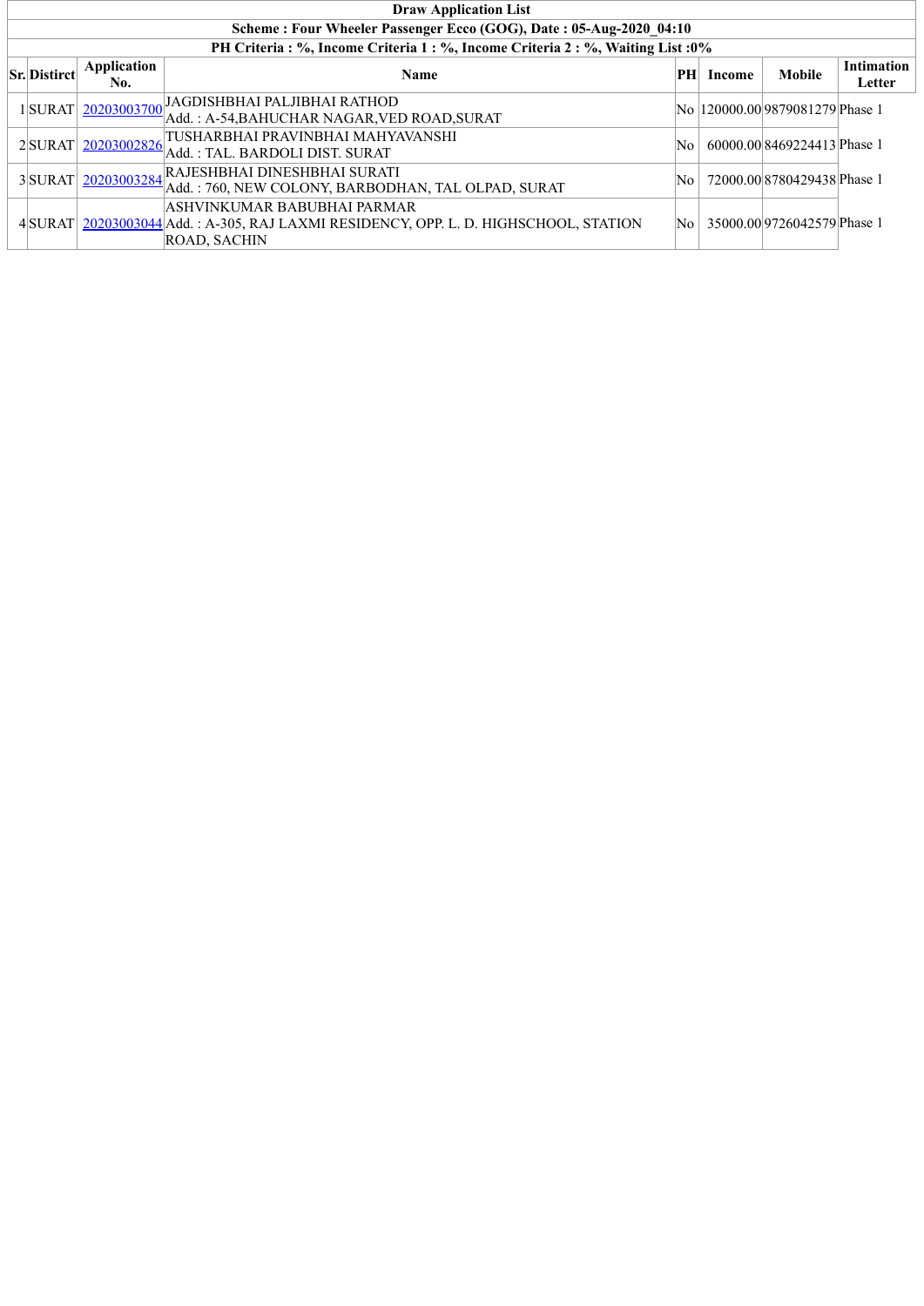**Draw Application List**

**Scheme : Four Wheeler Passenger Ecco (GOG), Date : 05-Aug-2020_04:10**

**PH Criteria : %, Income Criteria 1 : %, Income Criteria 2 : %, Waiting List :0%**

| Sr. | Distirct | Application No. | Name | PH | Income | Mobile | Intimation Letter |
|---|---|---|---|---|---|---|---|
| 1 | SURAT | 20203003700 | JAGDISHBHAI PALJIBHAI RATHOD<br>Add. : A-54,BAHUCHAR NAGAR,VED ROAD,SURAT | No | 120000.00 | 9879081279 | Phase 1 |
| 2 | SURAT | 20203002826 | TUSHARBHAI PRAVINBHAI MAHYAVANSHI<br>Add. : TAL. BARDOLI DIST. SURAT | No | 60000.00 | 8469224413 | Phase 1 |
| 3 | SURAT | 20203003284 | RAJESHBHAI DINESHBHAI SURATI<br>Add. : 760, NEW COLONY, BARBODHAN, TAL OLPAD, SURAT | No | 72000.00 | 8780429438 | Phase 1 |
| 4 | SURAT | 20203003044 | ASHVINKUMAR BABUBHAI PARMAR<br>Add. : A-305, RAJ LAXMI RESIDENCY, OPP. L. D. HIGHSCHOOL, STATION ROAD, SACHIN | No | 35000.00 | 9726042579 | Phase 1 |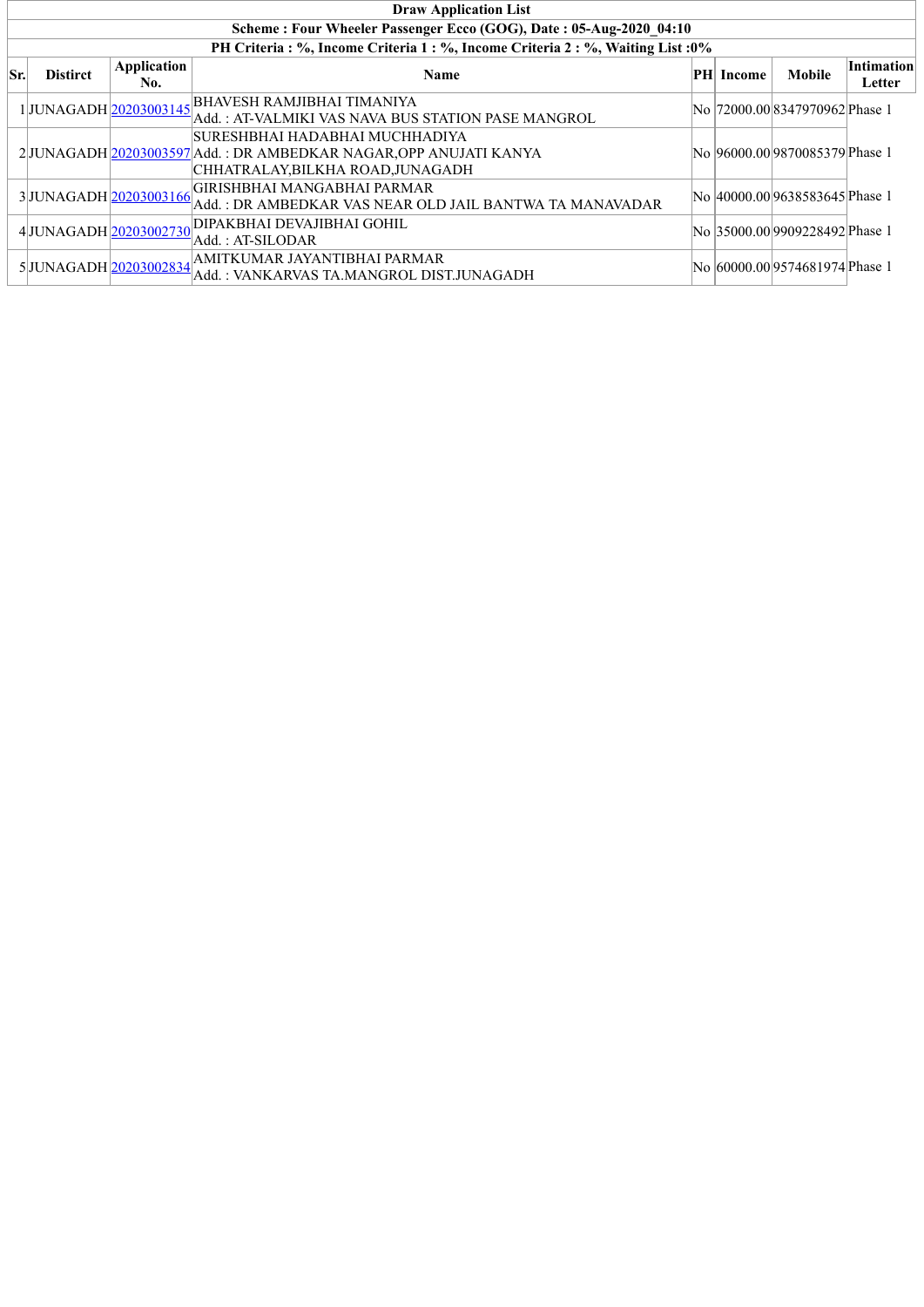| Draw Application List | | | | | | | |
|---|---|---|---|---|---|---|---|
| Scheme : Four Wheeler Passenger Ecco (GOG), Date : 05-Aug-2020_04:10 | | | | | | | |
| PH Criteria : %, Income Criteria 1 : %, Income Criteria 2 : %, Waiting List :0% | | | | | | | |
| **Sr.** | **District** | **Application No.** | **Name** | **PH** | **Income** | **Mobile** | **Intimation Letter** |
| 1 | JUNAGADH | 20203003145 | BHAVESH RAMJIBHAI TIMANIYA<br>Add. : AT-VALMIKI VAS NAVA BUS STATION PASE MANGROL | No | 72000.00 | 8347970962 | Phase 1 |
| 2 | JUNAGADH | 20203003597 | SURESHBHAI HADABHAI MUCHHADIYA<br>Add. : DR AMBEDKAR NAGAR,OPP ANUJATI KANYA CHHATRALAY,BILKHA ROAD,JUNAGADH | No | 96000.00 | 9870085379 | Phase 1 |
| 3 | JUNAGADH | 20203003166 | GIRISHBHAI MANGABHAI PARMAR<br>Add. : DR AMBEDKAR VAS NEAR OLD JAIL BANTWA TA MANAVADAR | No | 40000.00 | 9638583645 | Phase 1 |
| 4 | JUNAGADH | 20203002730 | DIPAKBHAI DEVAJIBHAI GOHIL<br>Add. : AT-SILODAR | No | 35000.00 | 9909228492 | Phase 1 |
| 5 | JUNAGADH | 20203002834 | AMITKUMAR JAYANTIBHAI PARMAR<br>Add. : VANKARVAS TA.MANGROL DIST.JUNAGADH | No | 60000.00 | 9574681974 | Phase 1 |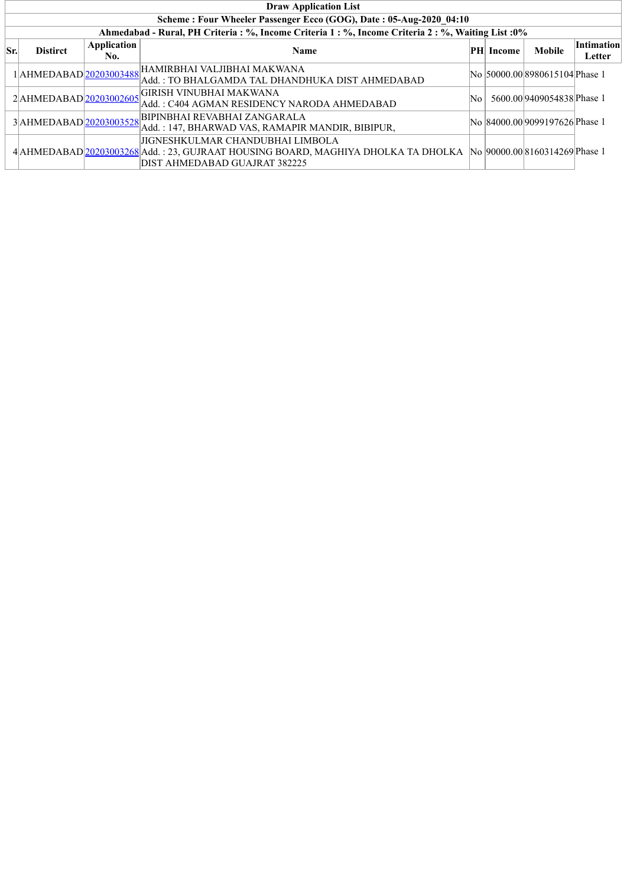**Draw Application List**

**Scheme : Four Wheeler Passenger Ecco (GOG), Date : 05-Aug-2020_04:10**

**Ahmedabad - Rural, PH Criteria : %, Income Criteria 1 : %, Income Criteria 2 : %, Waiting List :0%**

| Sr. | Distirct | Application No. | Name | PH | Income | Mobile | Intimation Letter |
|---|---|---|---|---|---|---|---|
| 1 | AHMEDABAD | 20203003488 | HAMIRBHAI VALJIBHAI MAKWANA<br>Add. : TO BHALGAMDA TAL DHANDHUKA DIST AHMEDABAD | No | 50000.00 | 8980615104 | Phase 1 |
| 2 | AHMEDABAD | 20203002605 | GIRISH VINUBHAI MAKWANA<br>Add. : C404 AGMAN RESIDENCY NARODA AHMEDABAD | No | 5600.00 | 9409054838 | Phase 1 |
| 3 | AHMEDABAD | 20203003528 | BIPINBHAI REVABHAI ZANGARALA<br>Add. : 147, BHARWAD VAS, RAMAPIR MANDIR, BIBIPUR, | No | 84000.00 | 9099197626 | Phase 1 |
| 4 | AHMEDABAD | 20203003268 | JIGNESHKULMAR CHANDUBHAI LIMBOLA<br>Add. : 23, GUJRAAT HOUSING BOARD, MAGHIYA DHOLKA TA DHOLKA DIST AHMEDABAD GUAJRAT 382225 | No | 90000.00 | 8160314269 | Phase 1 |